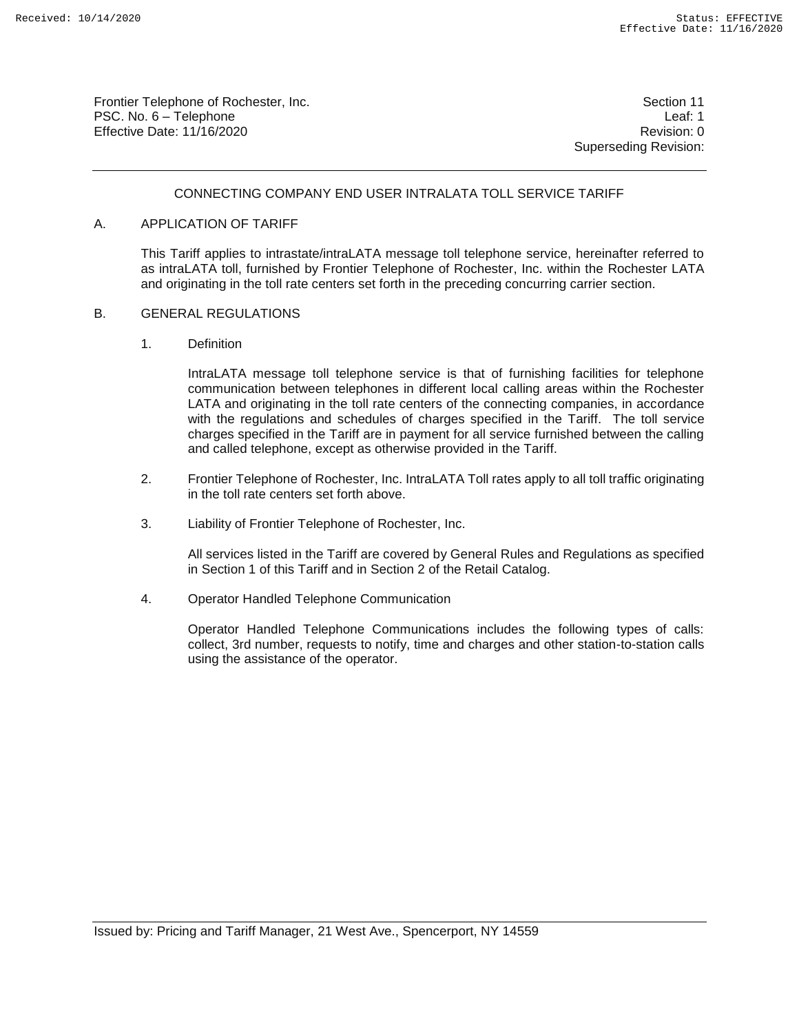Frontier Telephone of Rochester, Inc.
PSC. No. 6 – Telephone
Effective Date: 11/16/2020

Section 11
Leaf: 1
Revision: 0
Superseding Revision:

# CONNECTING COMPANY END USER INTRALATA TOLL SERVICE TARIFF

## A. APPLICATION OF TARIFF

This Tariff applies to intrastate/intraLATA message toll telephone service, hereinafter referred to as intraLATA toll, furnished by Frontier Telephone of Rochester, Inc. within the Rochester LATA and originating in the toll rate centers set forth in the preceding concurring carrier section.

## B. GENERAL REGULATIONS

1. Definition

   IntraLATA message toll telephone service is that of furnishing facilities for telephone communication between telephones in different local calling areas within the Rochester LATA and originating in the toll rate centers of the connecting companies, in accordance with the regulations and schedules of charges specified in the Tariff. The toll service charges specified in the Tariff are in payment for all service furnished between the calling and called telephone, except as otherwise provided in the Tariff.

2. Frontier Telephone of Rochester, Inc. IntraLATA Toll rates apply to all toll traffic originating in the toll rate centers set forth above.

3. Liability of Frontier Telephone of Rochester, Inc.

   All services listed in the Tariff are covered by General Rules and Regulations as specified in Section 1 of this Tariff and in Section 2 of the Retail Catalog.

4. Operator Handled Telephone Communication

   Operator Handled Telephone Communications includes the following types of calls: collect, 3rd number, requests to notify, time and charges and other station-to-station calls using the assistance of the operator.

Issued by: Pricing and Tariff Manager, 21 West Ave., Spencerport, NY 14559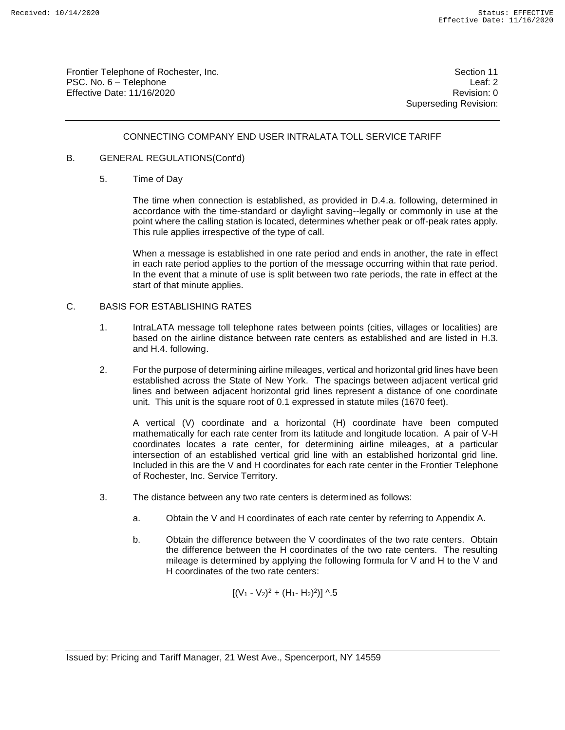## CONNECTING COMPANY END USER INTRALATA TOLL SERVICE TARIFF

B. GENERAL REGULATIONS(Cont'd)

5. Time of Day

The time when connection is established, as provided in D.4.a. following, determined in accordance with the time-standard or daylight saving--legally or commonly in use at the point where the calling station is located, determines whether peak or off-peak rates apply. This rule applies irrespective of the type of call.

When a message is established in one rate period and ends in another, the rate in effect in each rate period applies to the portion of the message occurring within that rate period. In the event that a minute of use is split between two rate periods, the rate in effect at the start of that minute applies.

C. BASIS FOR ESTABLISHING RATES

1. IntraLATA message toll telephone rates between points (cities, villages or localities) are based on the airline distance between rate centers as established and are listed in H.3. and H.4. following.

2. For the purpose of determining airline mileages, vertical and horizontal grid lines have been established across the State of New York. The spacings between adjacent vertical grid lines and between adjacent horizontal grid lines represent a distance of one coordinate unit. This unit is the square root of 0.1 expressed in statute miles (1670 feet).

A vertical (V) coordinate and a horizontal (H) coordinate have been computed mathematically for each rate center from its latitude and longitude location. A pair of V-H coordinates locates a rate center, for determining airline mileages, at a particular intersection of an established vertical grid line with an established horizontal grid line. Included in this are the V and H coordinates for each rate center in the Frontier Telephone of Rochester, Inc. Service Territory.

3. The distance between any two rate centers is determined as follows:

   a. Obtain the V and H coordinates of each rate center by referring to Appendix A.

   b. Obtain the difference between the V coordinates of the two rate centers. Obtain the difference between the H coordinates of the two rate centers. The resulting mileage is determined by applying the following formula for V and H to the V and H coordinates of the two rate centers:

$$[(V_1 - V_2)^2 + (H_1 - H_2)^2)]\ \hat{}\ .5$$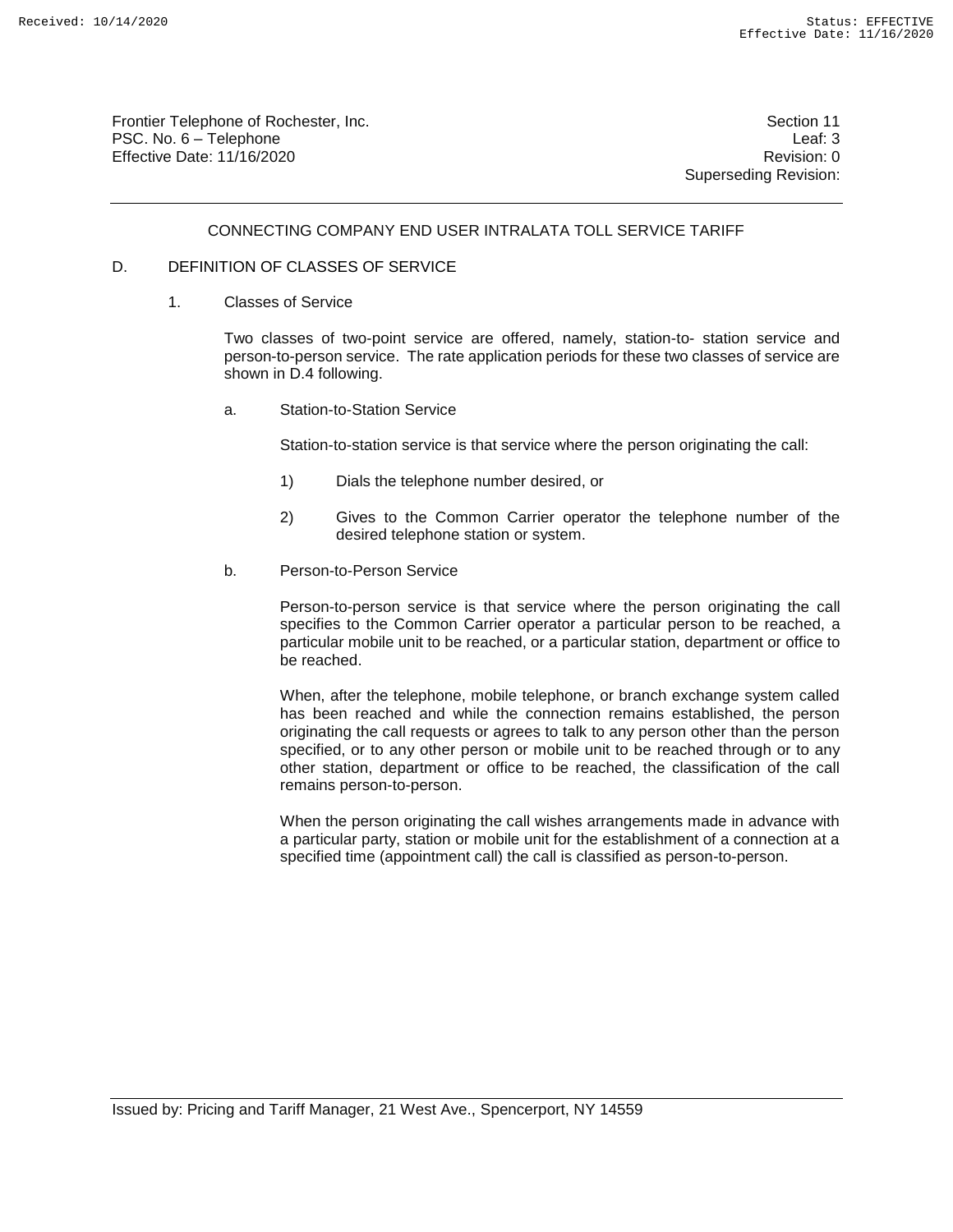## CONNECTING COMPANY END USER INTRALATA TOLL SERVICE TARIFF

### D. DEFINITION OF CLASSES OF SERVICE

1. Classes of Service

   Two classes of two-point service are offered, namely, station-to- station service and person-to-person service. The rate application periods for these two classes of service are shown in D.4 following.

   a. Station-to-Station Service

      Station-to-station service is that service where the person originating the call:

      1) Dials the telephone number desired, or

      2) Gives to the Common Carrier operator the telephone number of the desired telephone station or system.

   b. Person-to-Person Service

      Person-to-person service is that service where the person originating the call specifies to the Common Carrier operator a particular person to be reached, a particular mobile unit to be reached, or a particular station, department or office to be reached.

      When, after the telephone, mobile telephone, or branch exchange system called has been reached and while the connection remains established, the person originating the call requests or agrees to talk to any person other than the person specified, or to any other person or mobile unit to be reached through or to any other station, department or office to be reached, the classification of the call remains person-to-person.

      When the person originating the call wishes arrangements made in advance with a particular party, station or mobile unit for the establishment of a connection at a specified time (appointment call) the call is classified as person-to-person.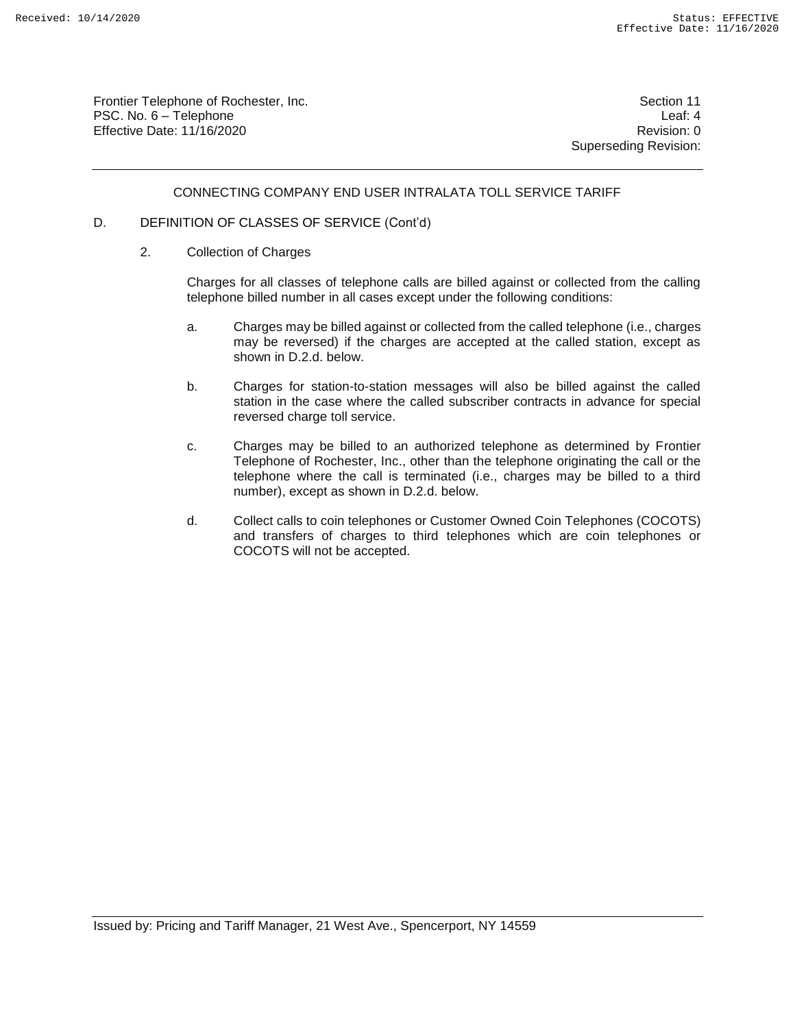## CONNECTING COMPANY END USER INTRALATA TOLL SERVICE TARIFF

D. DEFINITION OF CLASSES OF SERVICE (Cont'd)

2. Collection of Charges

Charges for all classes of telephone calls are billed against or collected from the calling telephone billed number in all cases except under the following conditions:

a. Charges may be billed against or collected from the called telephone (i.e., charges may be reversed) if the charges are accepted at the called station, except as shown in D.2.d. below.

b. Charges for station-to-station messages will also be billed against the called station in the case where the called subscriber contracts in advance for special reversed charge toll service.

c. Charges may be billed to an authorized telephone as determined by Frontier Telephone of Rochester, Inc., other than the telephone originating the call or the telephone where the call is terminated (i.e., charges may be billed to a third number), except as shown in D.2.d. below.

d. Collect calls to coin telephones or Customer Owned Coin Telephones (COCOTS) and transfers of charges to third telephones which are coin telephones or COCOTS will not be accepted.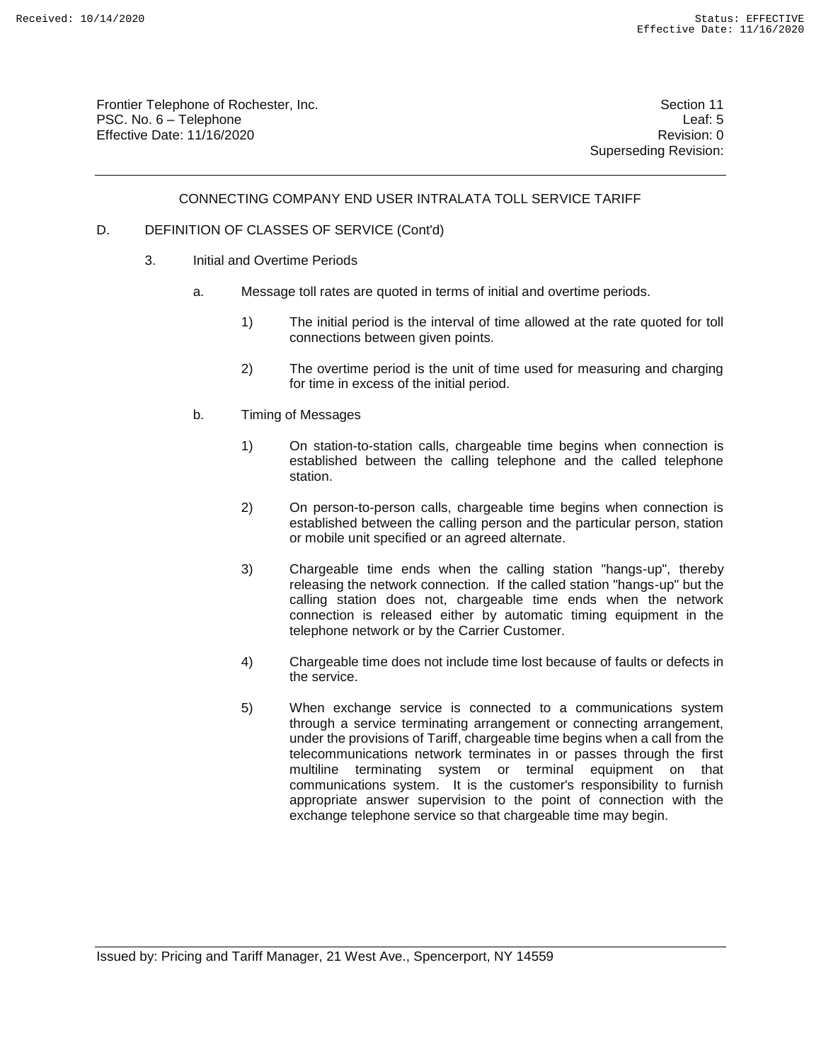## CONNECTING COMPANY END USER INTRALATA TOLL SERVICE TARIFF

D. DEFINITION OF CLASSES OF SERVICE (Cont'd)

3. Initial and Overtime Periods

   a. Message toll rates are quoted in terms of initial and overtime periods.

      1) The initial period is the interval of time allowed at the rate quoted for toll connections between given points.

      2) The overtime period is the unit of time used for measuring and charging for time in excess of the initial period.

   b. Timing of Messages

      1) On station-to-station calls, chargeable time begins when connection is established between the calling telephone and the called telephone station.

      2) On person-to-person calls, chargeable time begins when connection is established between the calling person and the particular person, station or mobile unit specified or an agreed alternate.

      3) Chargeable time ends when the calling station "hangs-up", thereby releasing the network connection. If the called station "hangs-up" but the calling station does not, chargeable time ends when the network connection is released either by automatic timing equipment in the telephone network or by the Carrier Customer.

      4) Chargeable time does not include time lost because of faults or defects in the service.

      5) When exchange service is connected to a communications system through a service terminating arrangement or connecting arrangement, under the provisions of Tariff, chargeable time begins when a call from the telecommunications network terminates in or passes through the first multiline terminating system or terminal equipment on that communications system. It is the customer's responsibility to furnish appropriate answer supervision to the point of connection with the exchange telephone service so that chargeable time may begin.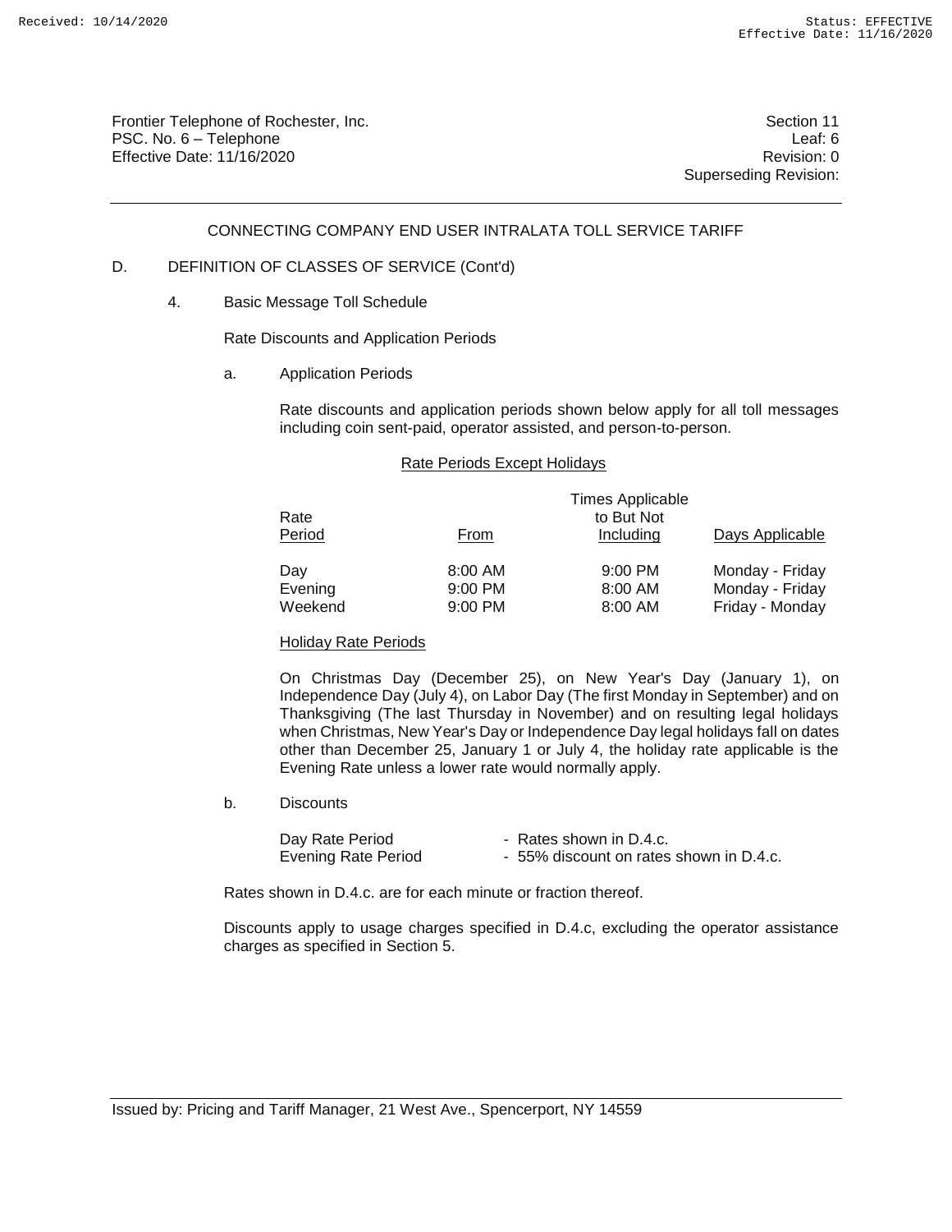Frontier Telephone of Rochester, Inc.
PSC. No. 6 – Telephone
Effective Date: 11/16/2020

Section 11
Leaf: 6
Revision: 0
Superseding Revision:

CONNECTING COMPANY END USER INTRALATA TOLL SERVICE TARIFF

D. DEFINITION OF CLASSES OF SERVICE (Cont'd)

4. Basic Message Toll Schedule

Rate Discounts and Application Periods

a. Application Periods

Rate discounts and application periods shown below apply for all toll messages including coin sent-paid, operator assisted, and person-to-person.

Rate Periods Except Holidays

| Rate Period | From | Times Applicable to But Not Including | Days Applicable |
|---|---|---|---|
| Day | 8:00 AM | 9:00 PM | Monday - Friday |
| Evening | 9:00 PM | 8:00 AM | Monday - Friday |
| Weekend | 9:00 PM | 8:00 AM | Friday - Monday |

Holiday Rate Periods

On Christmas Day (December 25), on New Year's Day (January 1), on Independence Day (July 4), on Labor Day (The first Monday in September) and on Thanksgiving (The last Thursday in November) and on resulting legal holidays when Christmas, New Year's Day or Independence Day legal holidays fall on dates other than December 25, January 1 or July 4, the holiday rate applicable is the Evening Rate unless a lower rate would normally apply.

b. Discounts

Day Rate Period - Rates shown in D.4.c.
Evening Rate Period - 55% discount on rates shown in D.4.c.

Rates shown in D.4.c. are for each minute or fraction thereof.

Discounts apply to usage charges specified in D.4.c, excluding the operator assistance charges as specified in Section 5.

Issued by: Pricing and Tariff Manager, 21 West Ave., Spencerport, NY 14559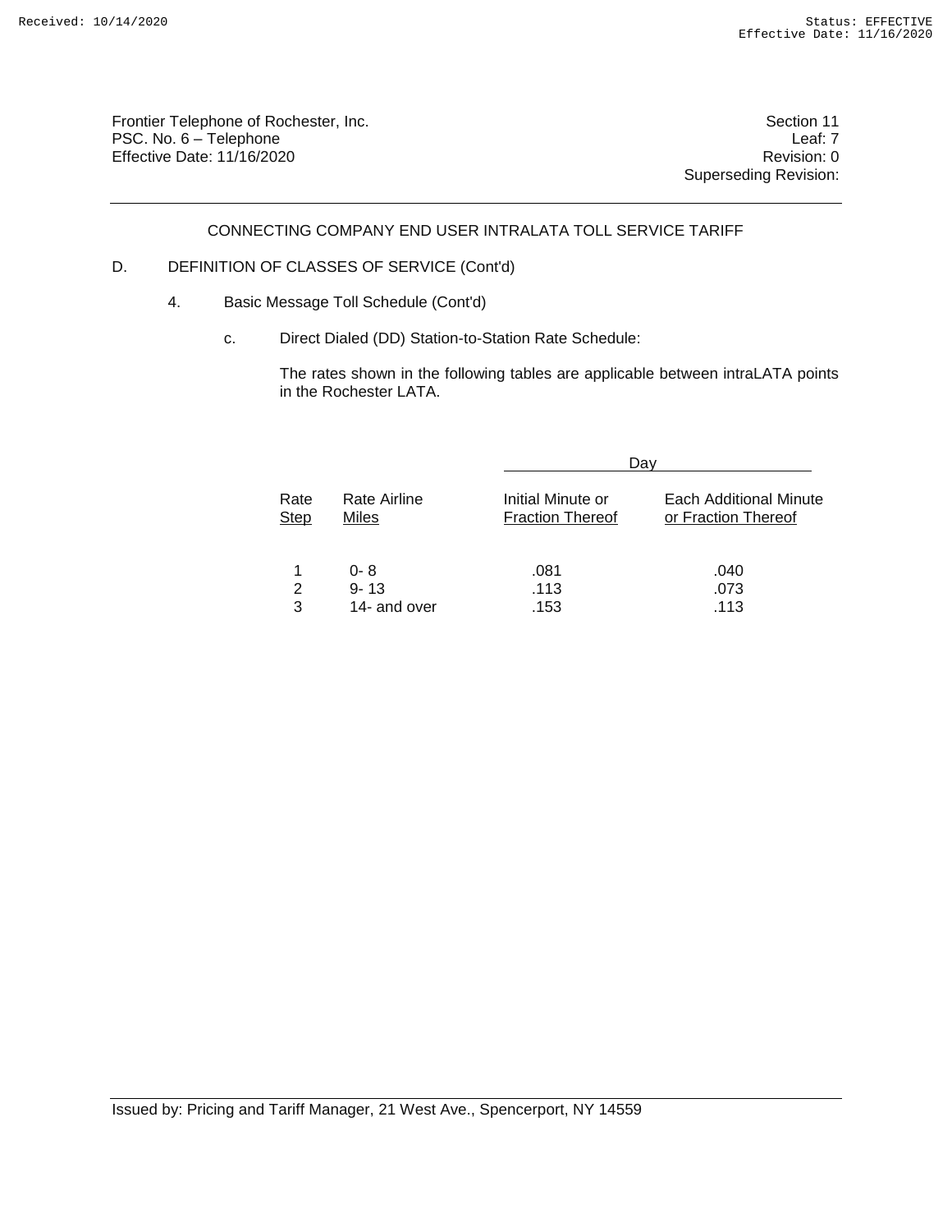Frontier Telephone of Rochester, Inc.
PSC. No. 6 – Telephone
Effective Date: 11/16/2020

Section 11
Leaf: 7
Revision: 0
Superseding Revision:

CONNECTING COMPANY END USER INTRALATA TOLL SERVICE TARIFF

D. DEFINITION OF CLASSES OF SERVICE (Cont'd)

4. Basic Message Toll Schedule (Cont'd)

c. Direct Dialed (DD) Station-to-Station Rate Schedule:

The rates shown in the following tables are applicable between intraLATA points in the Rochester LATA.

| | | Day | |
|---|---|---|---|
| Rate Step | Rate Airline Miles | Initial Minute or Fraction Thereof | Each Additional Minute or Fraction Thereof |
| 1 | 0- 8 | .081 | .040 |
| 2 | 9- 13 | .113 | .073 |
| 3 | 14- and over | .153 | .113 |

Issued by: Pricing and Tariff Manager, 21 West Ave., Spencerport, NY 14559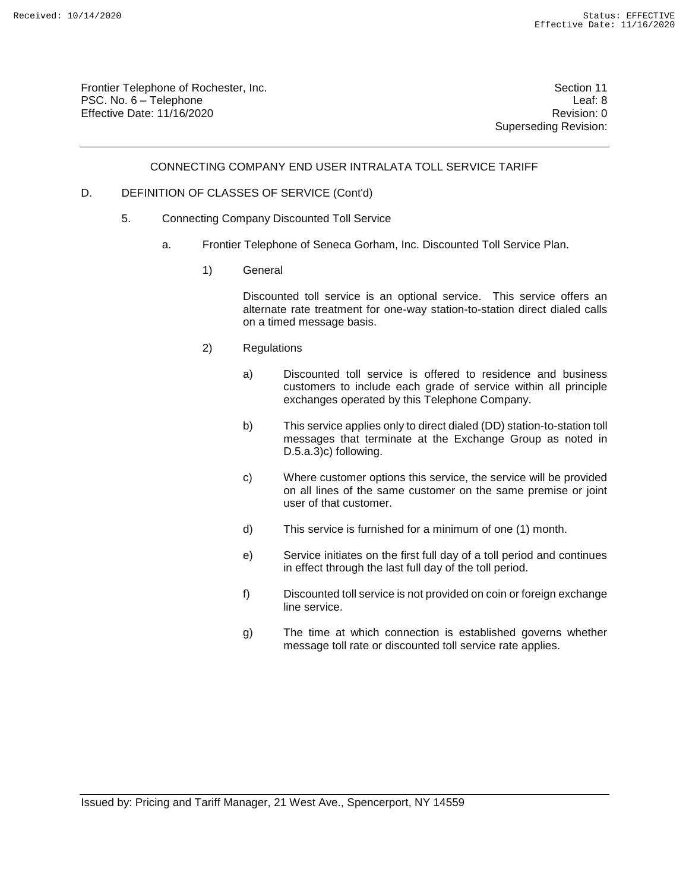# CONNECTING COMPANY END USER INTRALATA TOLL SERVICE TARIFF

D. DEFINITION OF CLASSES OF SERVICE (Cont'd)

5. Connecting Company Discounted Toll Service

a. Frontier Telephone of Seneca Gorham, Inc. Discounted Toll Service Plan.

1) General

Discounted toll service is an optional service. This service offers an alternate rate treatment for one-way station-to-station direct dialed calls on a timed message basis.

2) Regulations

a) Discounted toll service is offered to residence and business customers to include each grade of service within all principle exchanges operated by this Telephone Company.

b) This service applies only to direct dialed (DD) station-to-station toll messages that terminate at the Exchange Group as noted in D.5.a.3)c) following.

c) Where customer options this service, the service will be provided on all lines of the same customer on the same premise or joint user of that customer.

d) This service is furnished for a minimum of one (1) month.

e) Service initiates on the first full day of a toll period and continues in effect through the last full day of the toll period.

f) Discounted toll service is not provided on coin or foreign exchange line service.

g) The time at which connection is established governs whether message toll rate or discounted toll service rate applies.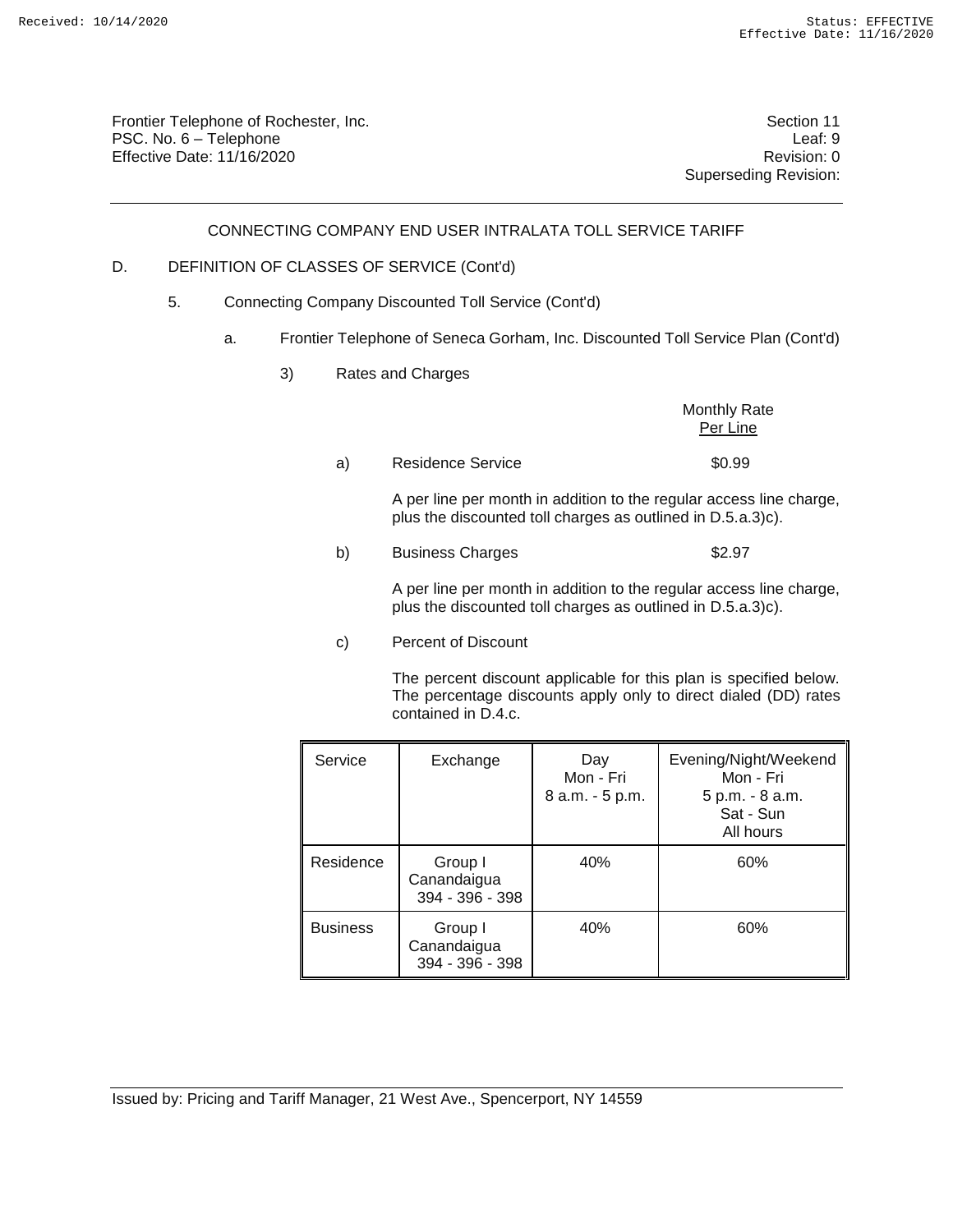Frontier Telephone of Rochester, Inc.
PSC. No. 6 – Telephone
Effective Date: 11/16/2020

Section 11
Leaf: 9
Revision: 0
Superseding Revision:

## CONNECTING COMPANY END USER INTRALATA TOLL SERVICE TARIFF

D. DEFINITION OF CLASSES OF SERVICE (Cont'd)

5. Connecting Company Discounted Toll Service (Cont'd)

a. Frontier Telephone of Seneca Gorham, Inc. Discounted Toll Service Plan (Cont'd)

3) Rates and Charges

| | | Monthly Rate Per Line |
|---|---|---|
| a) | Residence Service | $0.99 |

A per line per month in addition to the regular access line charge, plus the discounted toll charges as outlined in D.5.a.3)c).

| | | |
|---|---|---|
| b) | Business Charges | $2.97 |

A per line per month in addition to the regular access line charge, plus the discounted toll charges as outlined in D.5.a.3)c).

c) Percent of Discount

The percent discount applicable for this plan is specified below. The percentage discounts apply only to direct dialed (DD) rates contained in D.4.c.

| Service | Exchange | Day Mon - Fri 8 a.m. - 5 p.m. | Evening/Night/Weekend Mon - Fri 5 p.m. - 8 a.m. Sat - Sun All hours |
|---|---|---|---|
| Residence | Group I Canandaigua 394 - 396 - 398 | 40% | 60% |
| Business | Group I Canandaigua 394 - 396 - 398 | 40% | 60% |

Issued by: Pricing and Tariff Manager, 21 West Ave., Spencerport, NY 14559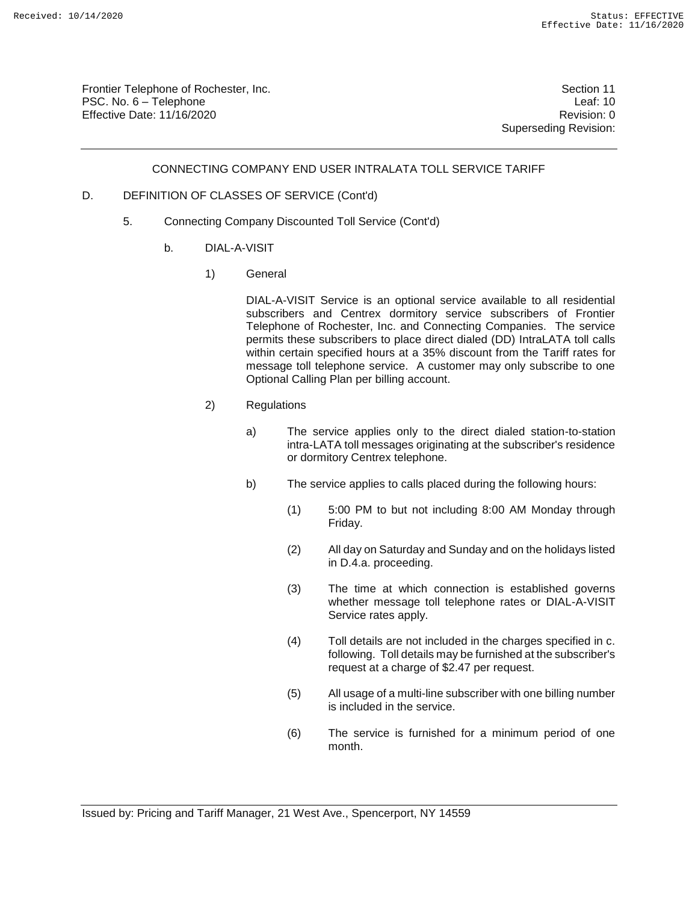Frontier Telephone of Rochester, Inc.
PSC. No. 6 – Telephone
Effective Date: 11/16/2020

Section 11
Leaf: 10
Revision: 0
Superseding Revision:

CONNECTING COMPANY END USER INTRALATA TOLL SERVICE TARIFF

D. DEFINITION OF CLASSES OF SERVICE (Cont'd)

5. Connecting Company Discounted Toll Service (Cont'd)

b. DIAL-A-VISIT

1) General

DIAL-A-VISIT Service is an optional service available to all residential subscribers and Centrex dormitory service subscribers of Frontier Telephone of Rochester, Inc. and Connecting Companies. The service permits these subscribers to place direct dialed (DD) IntraLATA toll calls within certain specified hours at a 35% discount from the Tariff rates for message toll telephone service. A customer may only subscribe to one Optional Calling Plan per billing account.

2) Regulations

a) The service applies only to the direct dialed station-to-station intra-LATA toll messages originating at the subscriber's residence or dormitory Centrex telephone.

b) The service applies to calls placed during the following hours:

(1) 5:00 PM to but not including 8:00 AM Monday through Friday.

(2) All day on Saturday and Sunday and on the holidays listed in D.4.a. proceeding.

(3) The time at which connection is established governs whether message toll telephone rates or DIAL-A-VISIT Service rates apply.

(4) Toll details are not included in the charges specified in c. following. Toll details may be furnished at the subscriber's request at a charge of $2.47 per request.

(5) All usage of a multi-line subscriber with one billing number is included in the service.

(6) The service is furnished for a minimum period of one month.

Issued by: Pricing and Tariff Manager, 21 West Ave., Spencerport, NY 14559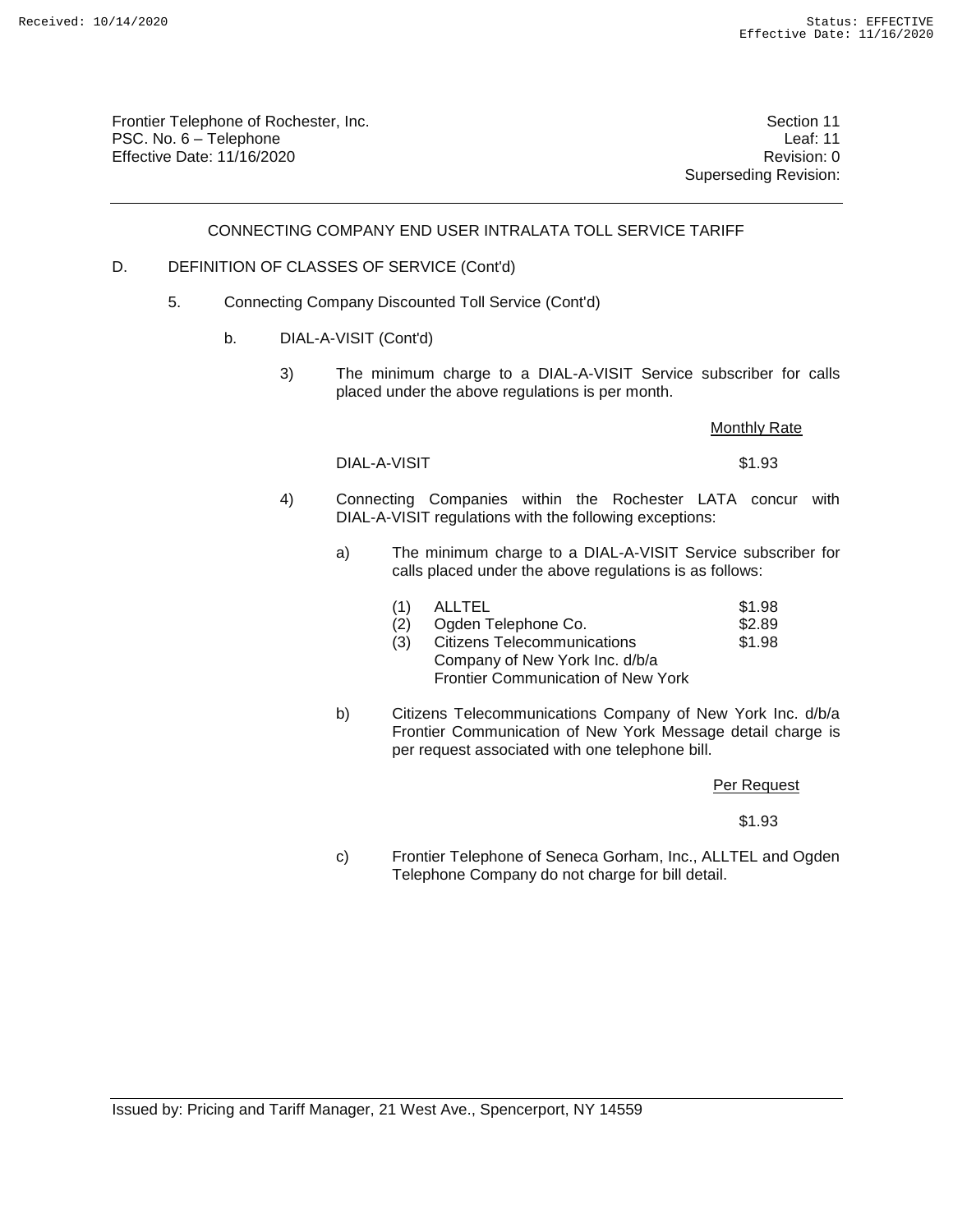Frontier Telephone of Rochester, Inc.
PSC. No. 6 – Telephone
Effective Date: 11/16/2020

Section 11
Leaf: 11
Revision: 0
Superseding Revision:

## CONNECTING COMPANY END USER INTRALATA TOLL SERVICE TARIFF

D. DEFINITION OF CLASSES OF SERVICE (Cont'd)

5. Connecting Company Discounted Toll Service (Cont'd)

b. DIAL-A-VISIT (Cont'd)

3) The minimum charge to a DIAL-A-VISIT Service subscriber for calls placed under the above regulations is per month.

| | Monthly Rate |
|---|---|
| DIAL-A-VISIT | $1.93 |

4) Connecting Companies within the Rochester LATA concur with DIAL-A-VISIT regulations with the following exceptions:

a) The minimum charge to a DIAL-A-VISIT Service subscriber for calls placed under the above regulations is as follows:

| | | |
|---|---|---|
| (1) | ALLTEL | $1.98 |
| (2) | Ogden Telephone Co. | $2.89 |
| (3) | Citizens Telecommunications Company of New York Inc. d/b/a Frontier Communication of New York | $1.98 |

b) Citizens Telecommunications Company of New York Inc. d/b/a Frontier Communication of New York Message detail charge is per request associated with one telephone bill.

| Per Request |
|---|
| $1.93 |

c) Frontier Telephone of Seneca Gorham, Inc., ALLTEL and Ogden Telephone Company do not charge for bill detail.

Issued by: Pricing and Tariff Manager, 21 West Ave., Spencerport, NY 14559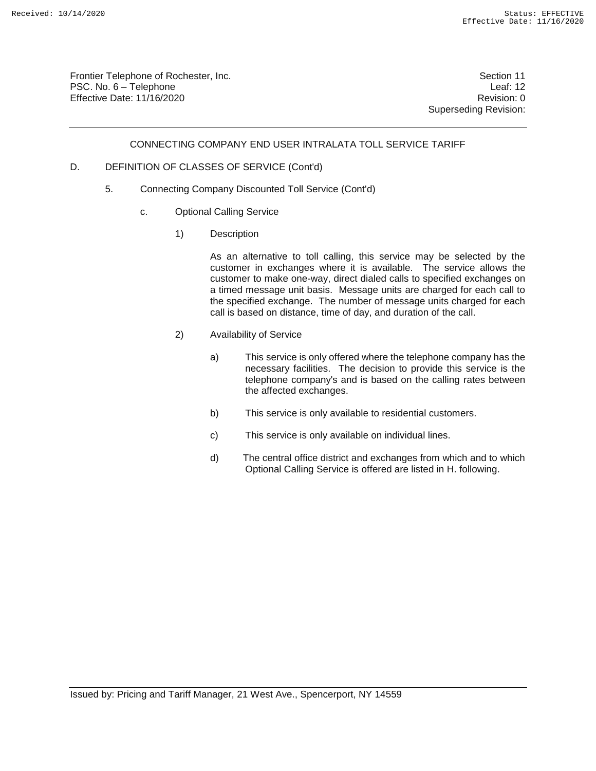CONNECTING COMPANY END USER INTRALATA TOLL SERVICE TARIFF

D. DEFINITION OF CLASSES OF SERVICE (Cont'd)

5. Connecting Company Discounted Toll Service (Cont'd)

c. Optional Calling Service

1) Description

As an alternative to toll calling, this service may be selected by the customer in exchanges where it is available. The service allows the customer to make one-way, direct dialed calls to specified exchanges on a timed message unit basis. Message units are charged for each call to the specified exchange. The number of message units charged for each call is based on distance, time of day, and duration of the call.

2) Availability of Service

a) This service is only offered where the telephone company has the necessary facilities. The decision to provide this service is the telephone company's and is based on the calling rates between the affected exchanges.

b) This service is only available to residential customers.

c) This service is only available on individual lines.

d) The central office district and exchanges from which and to which Optional Calling Service is offered are listed in H. following.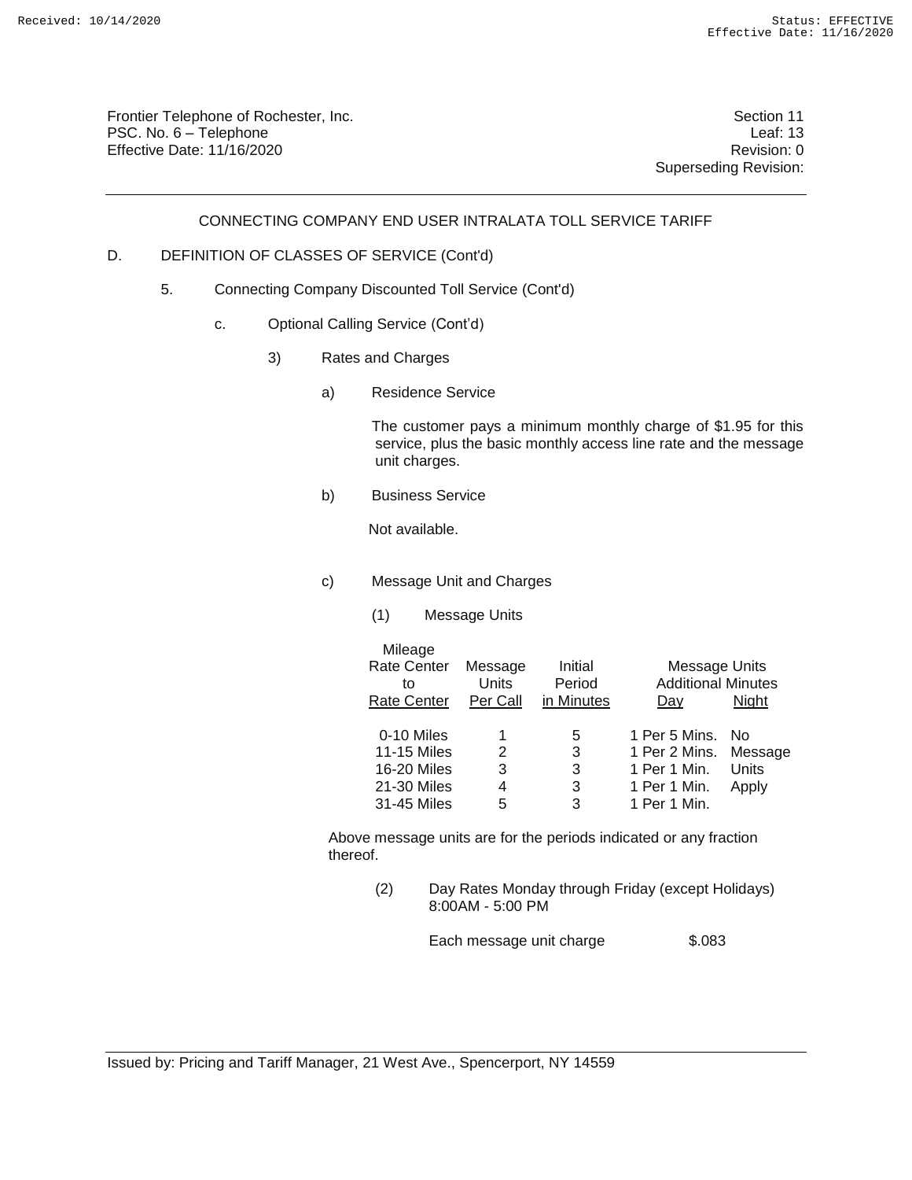Frontier Telephone of Rochester, Inc.
PSC. No. 6 – Telephone
Effective Date: 11/16/2020

Section 11
Leaf: 13
Revision: 0
Superseding Revision:

## CONNECTING COMPANY END USER INTRALATA TOLL SERVICE TARIFF

D. DEFINITION OF CLASSES OF SERVICE (Cont'd)

5. Connecting Company Discounted Toll Service (Cont'd)

c. Optional Calling Service (Cont'd)

3) Rates and Charges

a) Residence Service

The customer pays a minimum monthly charge of $1.95 for this service, plus the basic monthly access line rate and the message unit charges.

b) Business Service

Not available.

c) Message Unit and Charges

(1) Message Units

| Mileage Rate Center to Rate Center | Message Units Per Call | Initial Period in Minutes | Message Units Additional Minutes Day | Night |
|---|---|---|---|---|
| 0-10 Miles | 1 | 5 | 1 Per 5 Mins. | No Message Units Apply |
| 11-15 Miles | 2 | 3 | 1 Per 2 Mins. | |
| 16-20 Miles | 3 | 3 | 1 Per 1 Min. | |
| 21-30 Miles | 4 | 3 | 1 Per 1 Min. | |
| 31-45 Miles | 5 | 3 | 1 Per 1 Min. | |

Above message units are for the periods indicated or any fraction thereof.

(2) Day Rates Monday through Friday (except Holidays) 8:00AM - 5:00 PM

Each message unit charge $.083

Issued by: Pricing and Tariff Manager, 21 West Ave., Spencerport, NY 14559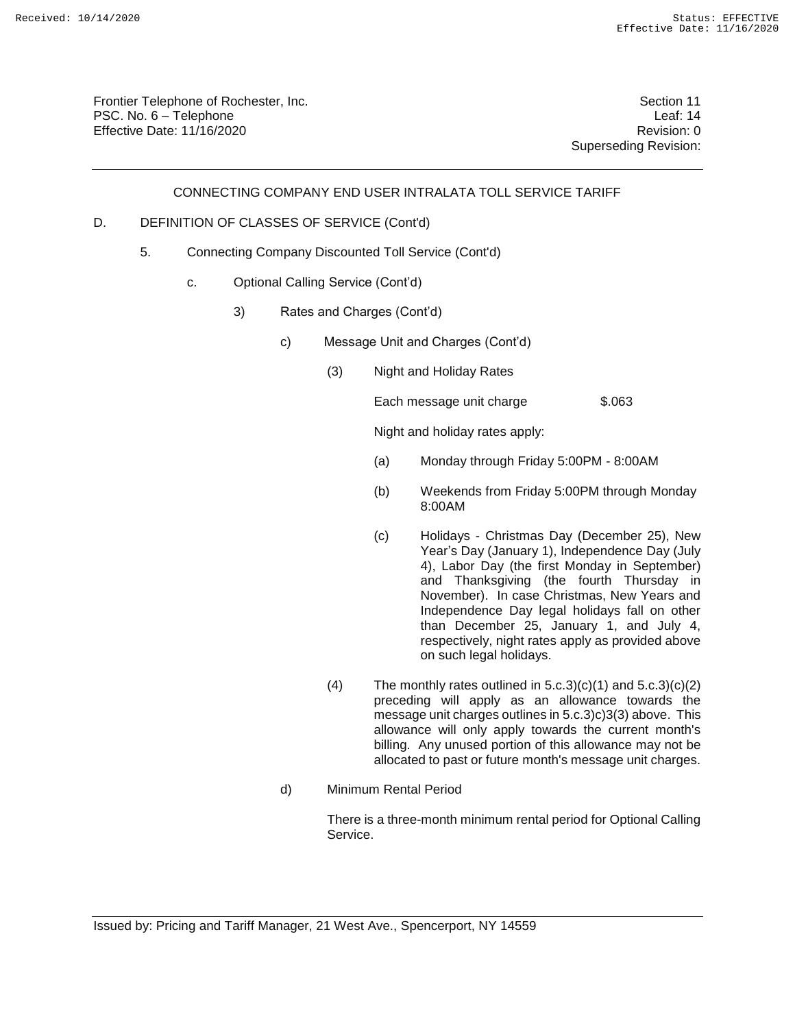## CONNECTING COMPANY END USER INTRALATA TOLL SERVICE TARIFF

D. DEFINITION OF CLASSES OF SERVICE (Cont'd)

5. Connecting Company Discounted Toll Service (Cont'd)

c. Optional Calling Service (Cont'd)

3) Rates and Charges (Cont'd)

c) Message Unit and Charges (Cont'd)

(3) Night and Holiday Rates

Each message unit charge $.063

Night and holiday rates apply:

(a) Monday through Friday 5:00PM - 8:00AM

(b) Weekends from Friday 5:00PM through Monday 8:00AM

(c) Holidays - Christmas Day (December 25), New Year's Day (January 1), Independence Day (July 4), Labor Day (the first Monday in September) and Thanksgiving (the fourth Thursday in November). In case Christmas, New Years and Independence Day legal holidays fall on other than December 25, January 1, and July 4, respectively, night rates apply as provided above on such legal holidays.

(4) The monthly rates outlined in 5.c.3)(c)(1) and 5.c.3)(c)(2) preceding will apply as an allowance towards the message unit charges outlines in 5.c.3)c)3(3) above. This allowance will only apply towards the current month's billing. Any unused portion of this allowance may not be allocated to past or future month's message unit charges.

d) Minimum Rental Period

There is a three-month minimum rental period for Optional Calling Service.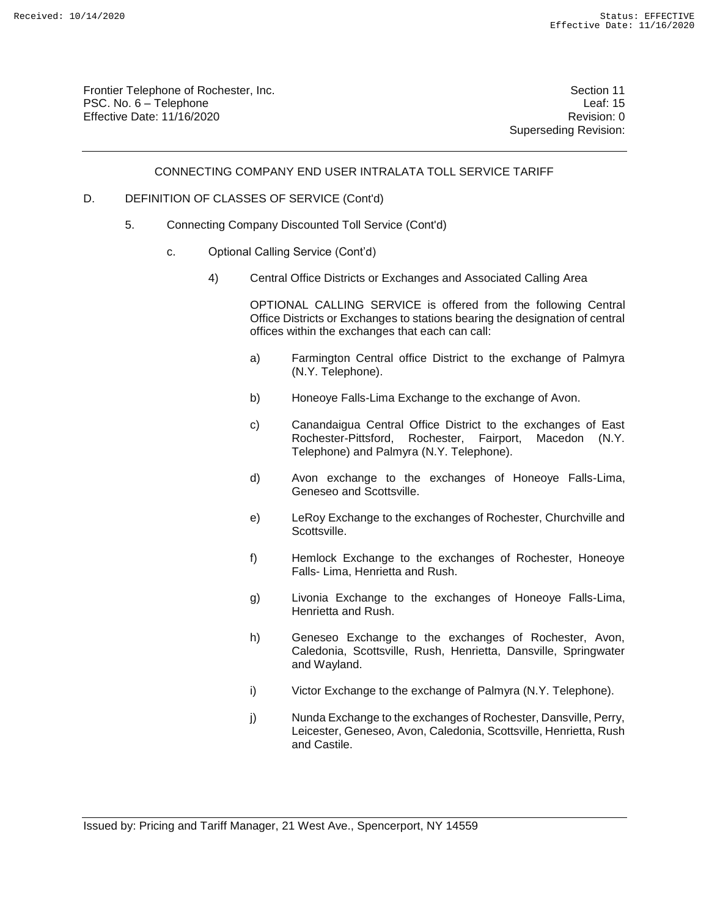CONNECTING COMPANY END USER INTRALATA TOLL SERVICE TARIFF

D. DEFINITION OF CLASSES OF SERVICE (Cont'd)

5. Connecting Company Discounted Toll Service (Cont'd)

c. Optional Calling Service (Cont'd)

4) Central Office Districts or Exchanges and Associated Calling Area

OPTIONAL CALLING SERVICE is offered from the following Central Office Districts or Exchanges to stations bearing the designation of central offices within the exchanges that each can call:

a) Farmington Central office District to the exchange of Palmyra (N.Y. Telephone).

b) Honeoye Falls-Lima Exchange to the exchange of Avon.

c) Canandaigua Central Office District to the exchanges of East Rochester-Pittsford, Rochester, Fairport, Macedon (N.Y. Telephone) and Palmyra (N.Y. Telephone).

d) Avon exchange to the exchanges of Honeoye Falls-Lima, Geneseo and Scottsville.

e) LeRoy Exchange to the exchanges of Rochester, Churchville and Scottsville.

f) Hemlock Exchange to the exchanges of Rochester, Honeoye Falls- Lima, Henrietta and Rush.

g) Livonia Exchange to the exchanges of Honeoye Falls-Lima, Henrietta and Rush.

h) Geneseo Exchange to the exchanges of Rochester, Avon, Caledonia, Scottsville, Rush, Henrietta, Dansville, Springwater and Wayland.

i) Victor Exchange to the exchange of Palmyra (N.Y. Telephone).

j) Nunda Exchange to the exchanges of Rochester, Dansville, Perry, Leicester, Geneseo, Avon, Caledonia, Scottsville, Henrietta, Rush and Castile.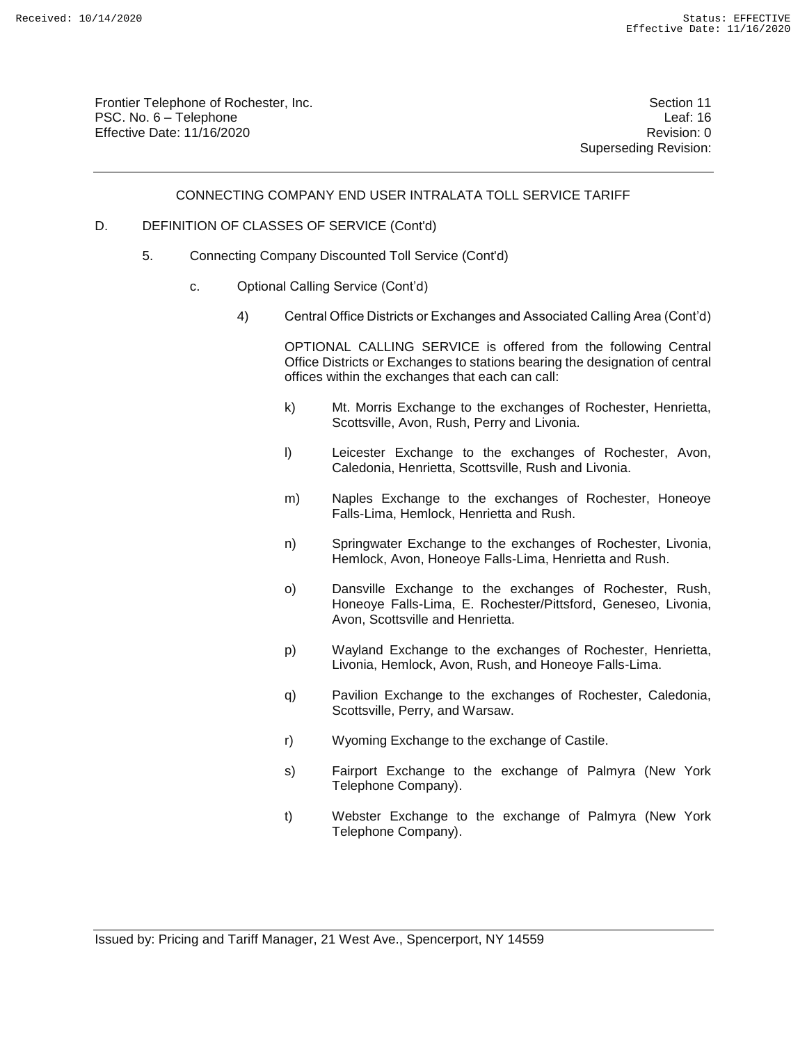## CONNECTING COMPANY END USER INTRALATA TOLL SERVICE TARIFF

D. DEFINITION OF CLASSES OF SERVICE (Cont'd)

5. Connecting Company Discounted Toll Service (Cont'd)

c. Optional Calling Service (Cont'd)

4) Central Office Districts or Exchanges and Associated Calling Area (Cont'd)

OPTIONAL CALLING SERVICE is offered from the following Central Office Districts or Exchanges to stations bearing the designation of central offices within the exchanges that each can call:

k) Mt. Morris Exchange to the exchanges of Rochester, Henrietta, Scottsville, Avon, Rush, Perry and Livonia.

l) Leicester Exchange to the exchanges of Rochester, Avon, Caledonia, Henrietta, Scottsville, Rush and Livonia.

m) Naples Exchange to the exchanges of Rochester, Honeoye Falls-Lima, Hemlock, Henrietta and Rush.

n) Springwater Exchange to the exchanges of Rochester, Livonia, Hemlock, Avon, Honeoye Falls-Lima, Henrietta and Rush.

o) Dansville Exchange to the exchanges of Rochester, Rush, Honeoye Falls-Lima, E. Rochester/Pittsford, Geneseo, Livonia, Avon, Scottsville and Henrietta.

p) Wayland Exchange to the exchanges of Rochester, Henrietta, Livonia, Hemlock, Avon, Rush, and Honeoye Falls-Lima.

q) Pavilion Exchange to the exchanges of Rochester, Caledonia, Scottsville, Perry, and Warsaw.

r) Wyoming Exchange to the exchange of Castile.

s) Fairport Exchange to the exchange of Palmyra (New York Telephone Company).

t) Webster Exchange to the exchange of Palmyra (New York Telephone Company).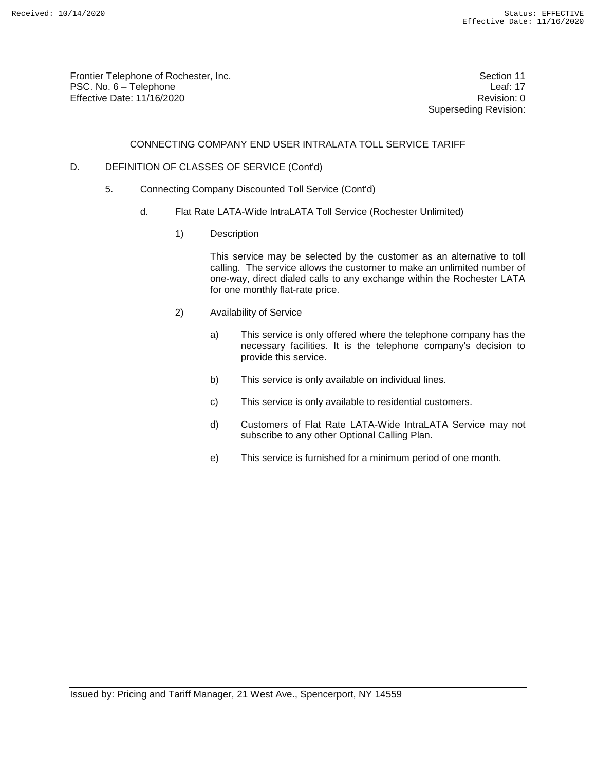Frontier Telephone of Rochester, Inc.
PSC. No. 6 – Telephone
Effective Date: 11/16/2020

Section 11
Leaf: 17
Revision: 0
Superseding Revision:

## CONNECTING COMPANY END USER INTRALATA TOLL SERVICE TARIFF

D. DEFINITION OF CLASSES OF SERVICE (Cont'd)

5. Connecting Company Discounted Toll Service (Cont'd)

d. Flat Rate LATA-Wide IntraLATA Toll Service (Rochester Unlimited)

1) Description

This service may be selected by the customer as an alternative to toll calling. The service allows the customer to make an unlimited number of one-way, direct dialed calls to any exchange within the Rochester LATA for one monthly flat-rate price.

2) Availability of Service

a) This service is only offered where the telephone company has the necessary facilities. It is the telephone company's decision to provide this service.

b) This service is only available on individual lines.

c) This service is only available to residential customers.

d) Customers of Flat Rate LATA-Wide IntraLATA Service may not subscribe to any other Optional Calling Plan.

e) This service is furnished for a minimum period of one month.

Issued by: Pricing and Tariff Manager, 21 West Ave., Spencerport, NY 14559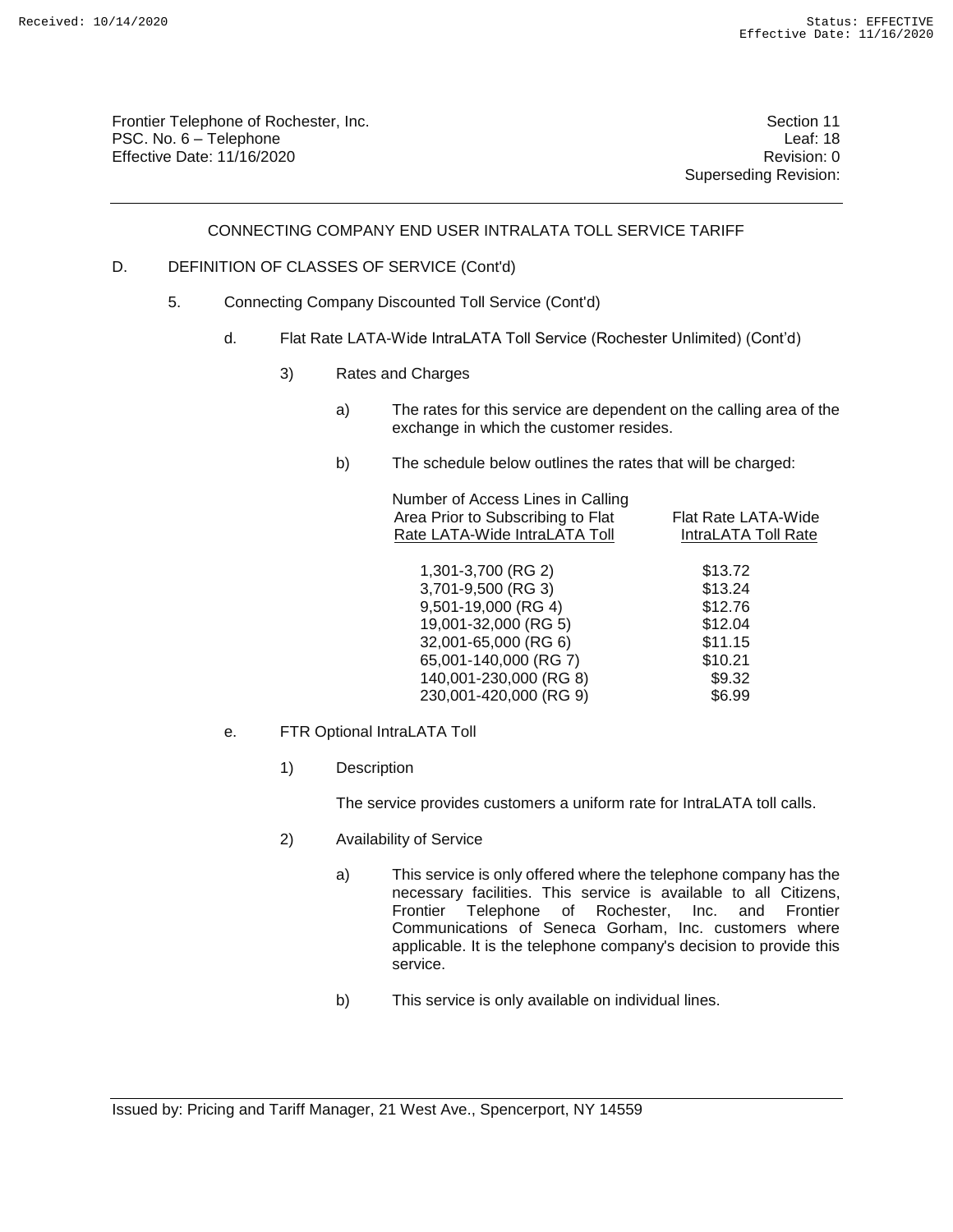## CONNECTING COMPANY END USER INTRALATA TOLL SERVICE TARIFF

D. DEFINITION OF CLASSES OF SERVICE (Cont'd)

5. Connecting Company Discounted Toll Service (Cont'd)

d. Flat Rate LATA-Wide IntraLATA Toll Service (Rochester Unlimited) (Cont'd)

3) Rates and Charges

a) The rates for this service are dependent on the calling area of the exchange in which the customer resides.

b) The schedule below outlines the rates that will be charged:

| Number of Access Lines in Calling Area Prior to Subscribing to Flat Rate LATA-Wide IntraLATA Toll | Flat Rate LATA-Wide IntraLATA Toll Rate |
|---|---|
| 1,301-3,700 (RG 2) | $13.72 |
| 3,701-9,500 (RG 3) | $13.24 |
| 9,501-19,000 (RG 4) | $12.76 |
| 19,001-32,000 (RG 5) | $12.04 |
| 32,001-65,000 (RG 6) | $11.15 |
| 65,001-140,000 (RG 7) | $10.21 |
| 140,001-230,000 (RG 8) | $9.32 |
| 230,001-420,000 (RG 9) | $6.99 |

e. FTR Optional IntraLATA Toll

1) Description

The service provides customers a uniform rate for IntraLATA toll calls.

2) Availability of Service

a) This service is only offered where the telephone company has the necessary facilities. This service is available to all Citizens, Frontier Telephone of Rochester, Inc. and Frontier Communications of Seneca Gorham, Inc. customers where applicable. It is the telephone company's decision to provide this service.

b) This service is only available on individual lines.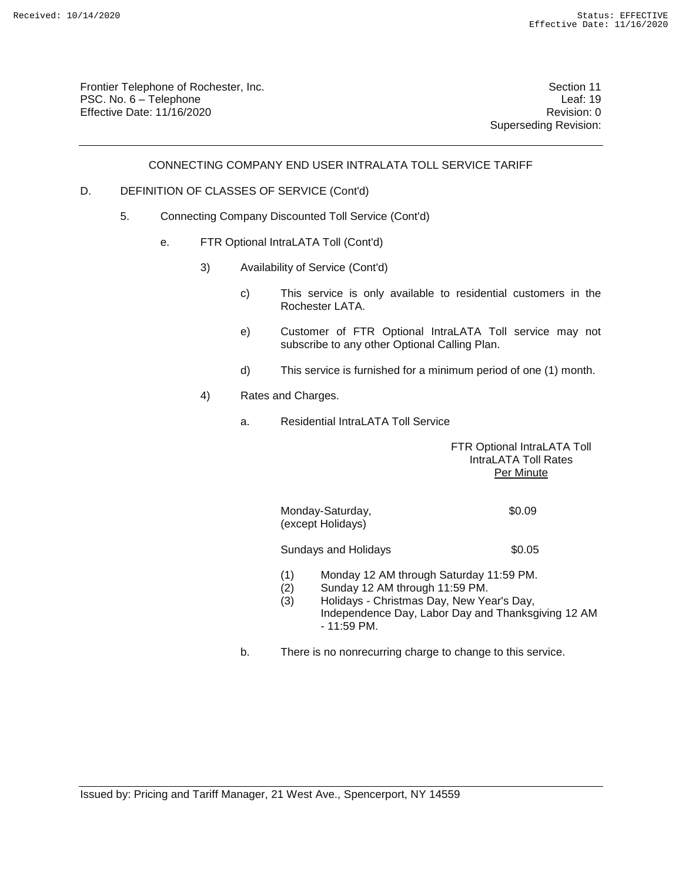Frontier Telephone of Rochester, Inc.
PSC. No. 6 – Telephone
Effective Date: 11/16/2020

Section 11
Leaf: 19
Revision: 0
Superseding Revision:

CONNECTING COMPANY END USER INTRALATA TOLL SERVICE TARIFF

D. DEFINITION OF CLASSES OF SERVICE (Cont'd)

5. Connecting Company Discounted Toll Service (Cont'd)

e. FTR Optional IntraLATA Toll (Cont'd)

3) Availability of Service (Cont'd)

c) This service is only available to residential customers in the Rochester LATA.

e) Customer of FTR Optional IntraLATA Toll service may not subscribe to any other Optional Calling Plan.

d) This service is furnished for a minimum period of one (1) month.

4) Rates and Charges.

a. Residential IntraLATA Toll Service

| | FTR Optional IntraLATA Toll IntraLATA Toll Rates Per Minute |
|---|---|
| Monday-Saturday, (except Holidays) | $0.09 |
| Sundays and Holidays | $0.05 |

(1) Monday 12 AM through Saturday 11:59 PM.
(2) Sunday 12 AM through 11:59 PM.
(3) Holidays - Christmas Day, New Year's Day, Independence Day, Labor Day and Thanksgiving 12 AM - 11:59 PM.

b. There is no nonrecurring charge to change to this service.

Issued by: Pricing and Tariff Manager, 21 West Ave., Spencerport, NY 14559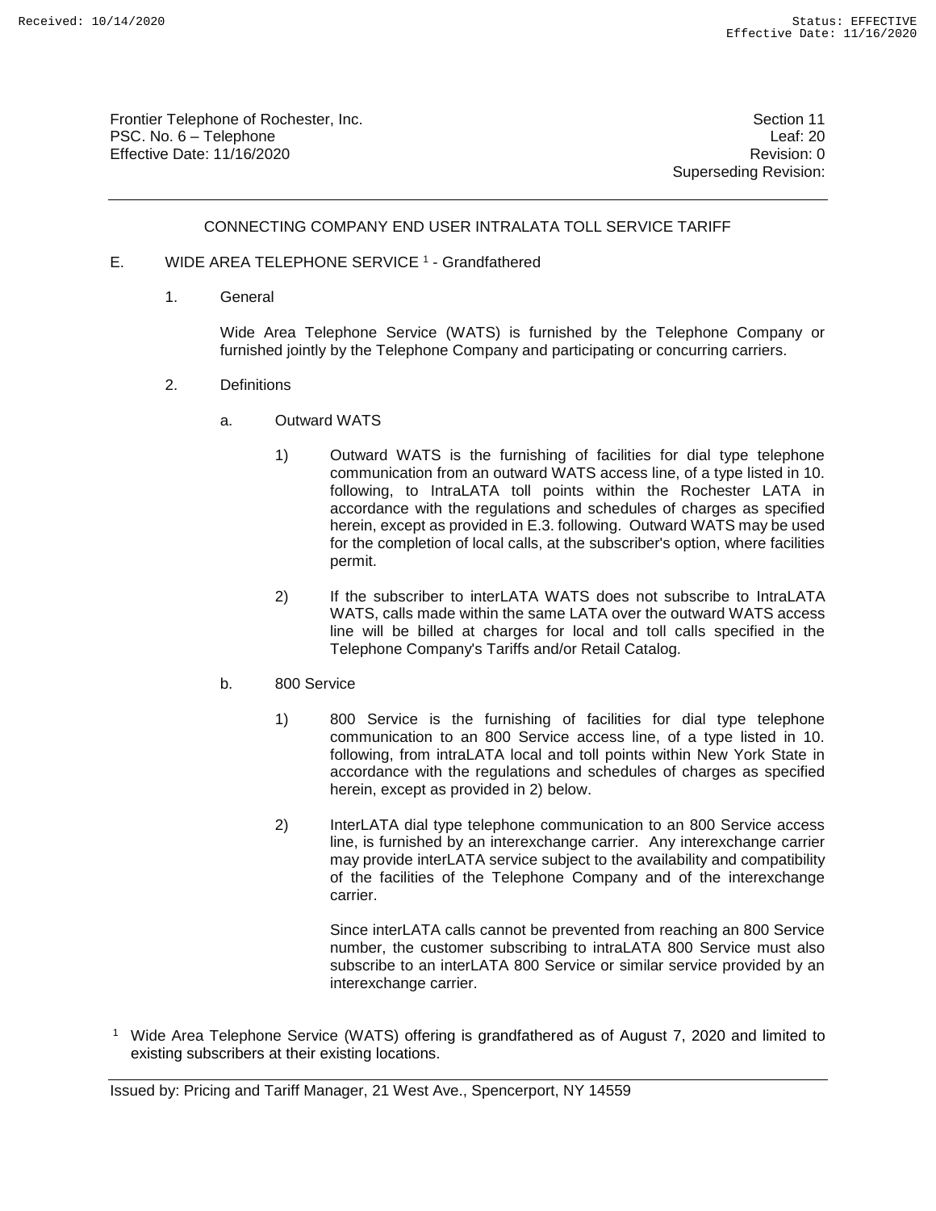## CONNECTING COMPANY END USER INTRALATA TOLL SERVICE TARIFF

### E. WIDE AREA TELEPHONE SERVICE [1] - Grandfathered

1. General

   Wide Area Telephone Service (WATS) is furnished by the Telephone Company or furnished jointly by the Telephone Company and participating or concurring carriers.

2. Definitions

   a. Outward WATS

      1) Outward WATS is the furnishing of facilities for dial type telephone communication from an outward WATS access line, of a type listed in 10. following, to IntraLATA toll points within the Rochester LATA in accordance with the regulations and schedules of charges as specified herein, except as provided in E.3. following. Outward WATS may be used for the completion of local calls, at the subscriber's option, where facilities permit.

      2) If the subscriber to interLATA WATS does not subscribe to IntraLATA WATS, calls made within the same LATA over the outward WATS access line will be billed at charges for local and toll calls specified in the Telephone Company's Tariffs and/or Retail Catalog.

   b. 800 Service

      1) 800 Service is the furnishing of facilities for dial type telephone communication to an 800 Service access line, of a type listed in 10. following, from intraLATA local and toll points within New York State in accordance with the regulations and schedules of charges as specified herein, except as provided in 2) below.

      2) InterLATA dial type telephone communication to an 800 Service access line, is furnished by an interexchange carrier. Any interexchange carrier may provide interLATA service subject to the availability and compatibility of the facilities of the Telephone Company and of the interexchange carrier.

         Since interLATA calls cannot be prevented from reaching an 800 Service number, the customer subscribing to intraLATA 800 Service must also subscribe to an interLATA 800 Service or similar service provided by an interexchange carrier.

[1] Wide Area Telephone Service (WATS) offering is grandfathered as of August 7, 2020 and limited to existing subscribers at their existing locations.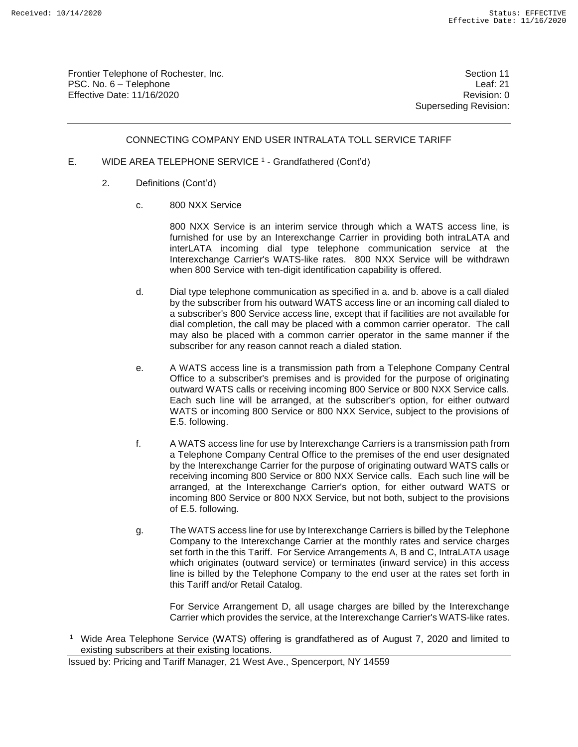## CONNECTING COMPANY END USER INTRALATA TOLL SERVICE TARIFF

E. WIDE AREA TELEPHONE SERVICE [1] - Grandfathered (Cont'd)

2. Definitions (Cont'd)

c. 800 NXX Service

800 NXX Service is an interim service through which a WATS access line, is furnished for use by an Interexchange Carrier in providing both intraLATA and interLATA incoming dial type telephone communication service at the Interexchange Carrier's WATS-like rates. 800 NXX Service will be withdrawn when 800 Service with ten-digit identification capability is offered.

d. Dial type telephone communication as specified in a. and b. above is a call dialed by the subscriber from his outward WATS access line or an incoming call dialed to a subscriber's 800 Service access line, except that if facilities are not available for dial completion, the call may be placed with a common carrier operator. The call may also be placed with a common carrier operator in the same manner if the subscriber for any reason cannot reach a dialed station.

e. A WATS access line is a transmission path from a Telephone Company Central Office to a subscriber's premises and is provided for the purpose of originating outward WATS calls or receiving incoming 800 Service or 800 NXX Service calls. Each such line will be arranged, at the subscriber's option, for either outward WATS or incoming 800 Service or 800 NXX Service, subject to the provisions of E.5. following.

f. A WATS access line for use by Interexchange Carriers is a transmission path from a Telephone Company Central Office to the premises of the end user designated by the Interexchange Carrier for the purpose of originating outward WATS calls or receiving incoming 800 Service or 800 NXX Service calls. Each such line will be arranged, at the Interexchange Carrier's option, for either outward WATS or incoming 800 Service or 800 NXX Service, but not both, subject to the provisions of E.5. following.

g. The WATS access line for use by Interexchange Carriers is billed by the Telephone Company to the Interexchange Carrier at the monthly rates and service charges set forth in the this Tariff. For Service Arrangements A, B and C, IntraLATA usage which originates (outward service) or terminates (inward service) in this access line is billed by the Telephone Company to the end user at the rates set forth in this Tariff and/or Retail Catalog.

For Service Arrangement D, all usage charges are billed by the Interexchange Carrier which provides the service, at the Interexchange Carrier's WATS-like rates.

[1] Wide Area Telephone Service (WATS) offering is grandfathered as of August 7, 2020 and limited to existing subscribers at their existing locations.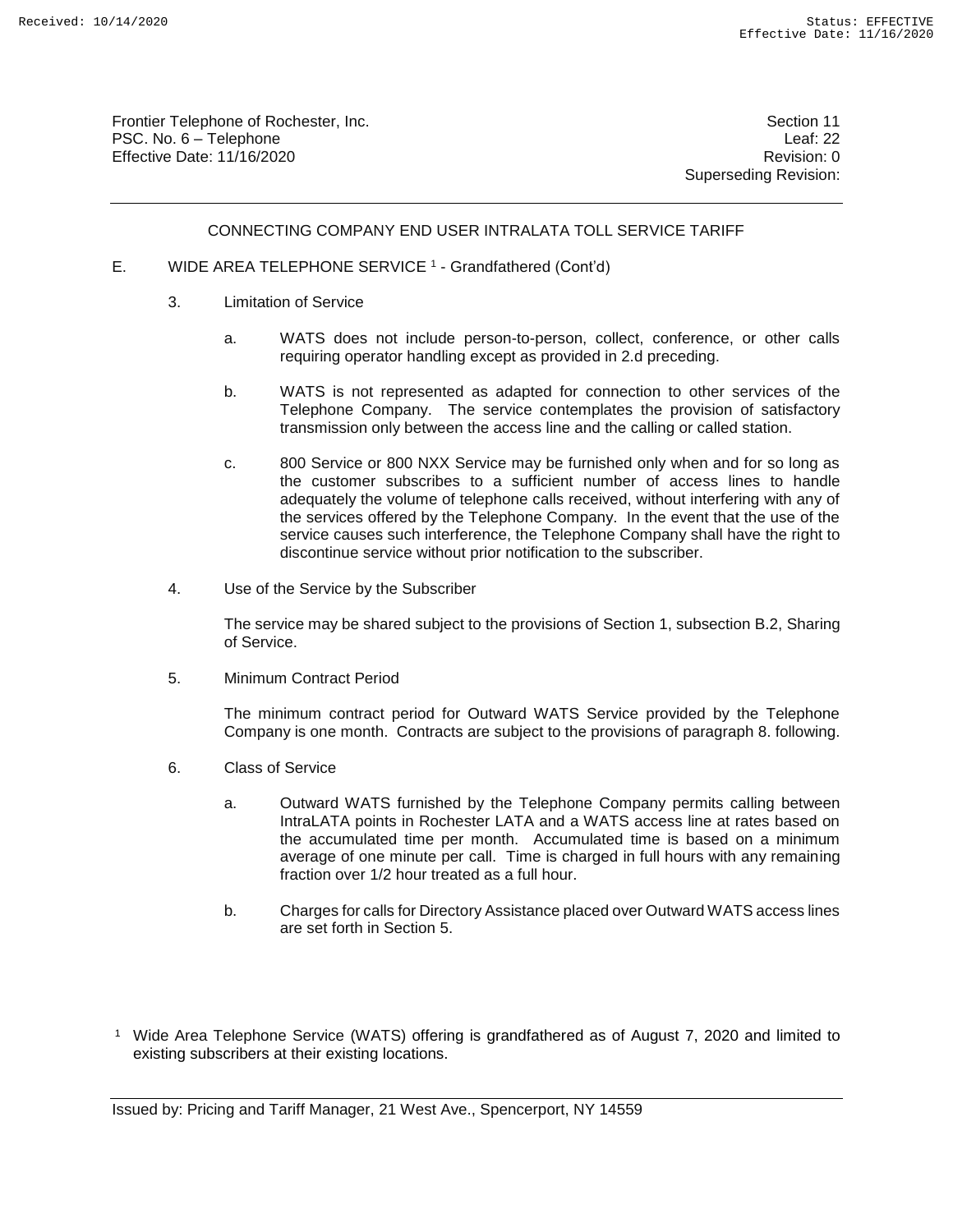CONNECTING COMPANY END USER INTRALATA TOLL SERVICE TARIFF

E. WIDE AREA TELEPHONE SERVICE [1] - Grandfathered (Cont'd)

3. Limitation of Service

   a. WATS does not include person-to-person, collect, conference, or other calls requiring operator handling except as provided in 2.d preceding.

   b. WATS is not represented as adapted for connection to other services of the Telephone Company. The service contemplates the provision of satisfactory transmission only between the access line and the calling or called station.

   c. 800 Service or 800 NXX Service may be furnished only when and for so long as the customer subscribes to a sufficient number of access lines to handle adequately the volume of telephone calls received, without interfering with any of the services offered by the Telephone Company. In the event that the use of the service causes such interference, the Telephone Company shall have the right to discontinue service without prior notification to the subscriber.

4. Use of the Service by the Subscriber

   The service may be shared subject to the provisions of Section 1, subsection B.2, Sharing of Service.

5. Minimum Contract Period

   The minimum contract period for Outward WATS Service provided by the Telephone Company is one month. Contracts are subject to the provisions of paragraph 8. following.

6. Class of Service

   a. Outward WATS furnished by the Telephone Company permits calling between IntraLATA points in Rochester LATA and a WATS access line at rates based on the accumulated time per month. Accumulated time is based on a minimum average of one minute per call. Time is charged in full hours with any remaining fraction over 1/2 hour treated as a full hour.

   b. Charges for calls for Directory Assistance placed over Outward WATS access lines are set forth in Section 5.

[1] Wide Area Telephone Service (WATS) offering is grandfathered as of August 7, 2020 and limited to existing subscribers at their existing locations.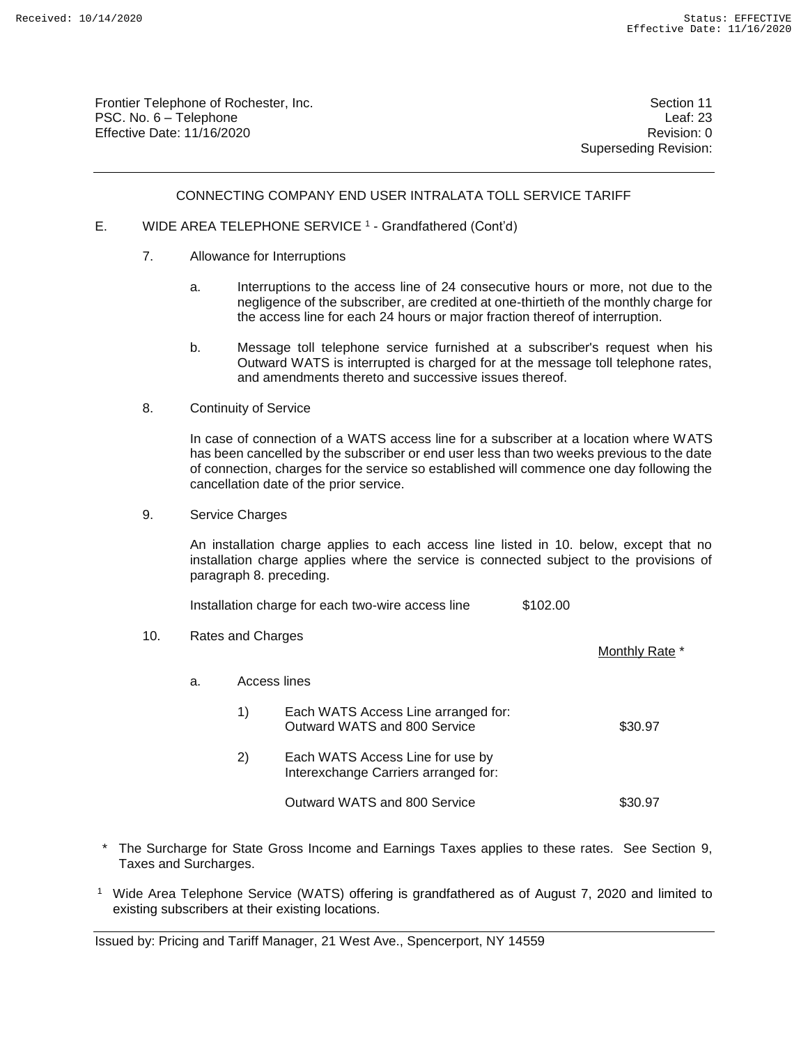Frontier Telephone of Rochester, Inc.
PSC. No. 6 – Telephone
Effective Date: 11/16/2020

Section 11
Leaf: 23
Revision: 0
Superseding Revision:

CONNECTING COMPANY END USER INTRALATA TOLL SERVICE TARIFF

E. WIDE AREA TELEPHONE SERVICE [1] - Grandfathered (Cont'd)

7. Allowance for Interruptions

   a. Interruptions to the access line of 24 consecutive hours or more, not due to the negligence of the subscriber, are credited at one-thirtieth of the monthly charge for the access line for each 24 hours or major fraction thereof of interruption.

   b. Message toll telephone service furnished at a subscriber's request when his Outward WATS is interrupted is charged for at the message toll telephone rates, and amendments thereto and successive issues thereof.

8. Continuity of Service

   In case of connection of a WATS access line for a subscriber at a location where WATS has been cancelled by the subscriber or end user less than two weeks previous to the date of connection, charges for the service so established will commence one day following the cancellation date of the prior service.

9. Service Charges

   An installation charge applies to each access line listed in 10. below, except that no installation charge applies where the service is connected subject to the provisions of paragraph 8. preceding.

   Installation charge for each two-wire access line $102.00

10. Rates and Charges

| | Monthly Rate * |
|---|---|
| a. Access lines | |
| 1) Each WATS Access Line arranged for: Outward WATS and 800 Service | $30.97 |
| 2) Each WATS Access Line for use by Interexchange Carriers arranged for: | |
| Outward WATS and 800 Service | $30.97 |

\* The Surcharge for State Gross Income and Earnings Taxes applies to these rates. See Section 9, Taxes and Surcharges.

[1] Wide Area Telephone Service (WATS) offering is grandfathered as of August 7, 2020 and limited to existing subscribers at their existing locations.

Issued by: Pricing and Tariff Manager, 21 West Ave., Spencerport, NY 14559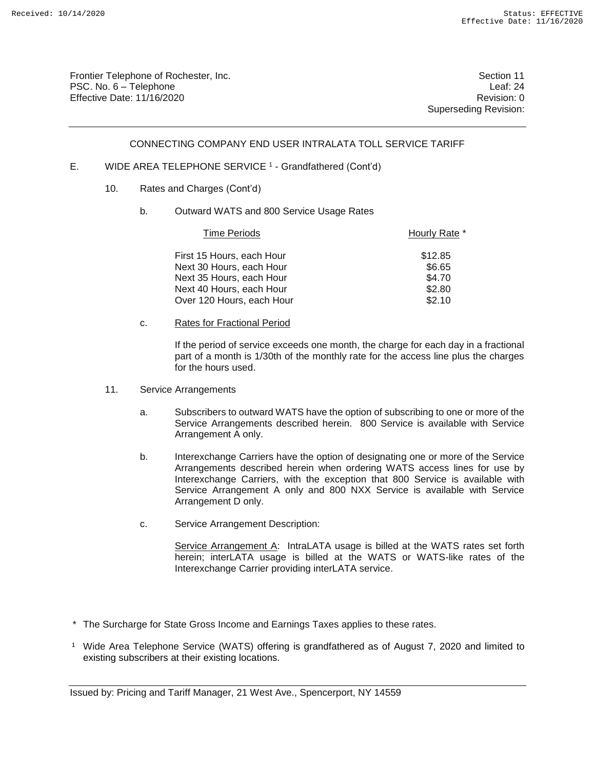CONNECTING COMPANY END USER INTRALATA TOLL SERVICE TARIFF

E. WIDE AREA TELEPHONE SERVICE [1] - Grandfathered (Cont'd)

10. Rates and Charges (Cont'd)

b. Outward WATS and 800 Service Usage Rates

| Time Periods | Hourly Rate * |
|---|---|
| First 15 Hours, each Hour | $12.85 |
| Next 30 Hours, each Hour | $6.65 |
| Next 35 Hours, each Hour | $4.70 |
| Next 40 Hours, each Hour | $2.80 |
| Over 120 Hours, each Hour | $2.10 |

c. Rates for Fractional Period

If the period of service exceeds one month, the charge for each day in a fractional part of a month is 1/30th of the monthly rate for the access line plus the charges for the hours used.

11. Service Arrangements

a. Subscribers to outward WATS have the option of subscribing to one or more of the Service Arrangements described herein. 800 Service is available with Service Arrangement A only.

b. Interexchange Carriers have the option of designating one or more of the Service Arrangements described herein when ordering WATS access lines for use by Interexchange Carriers, with the exception that 800 Service is available with Service Arrangement A only and 800 NXX Service is available with Service Arrangement D only.

c. Service Arrangement Description:

Service Arrangement A: IntraLATA usage is billed at the WATS rates set forth herein; interLATA usage is billed at the WATS or WATS-like rates of the Interexchange Carrier providing interLATA service.

* The Surcharge for State Gross Income and Earnings Taxes applies to these rates.

[1] Wide Area Telephone Service (WATS) offering is grandfathered as of August 7, 2020 and limited to existing subscribers at their existing locations.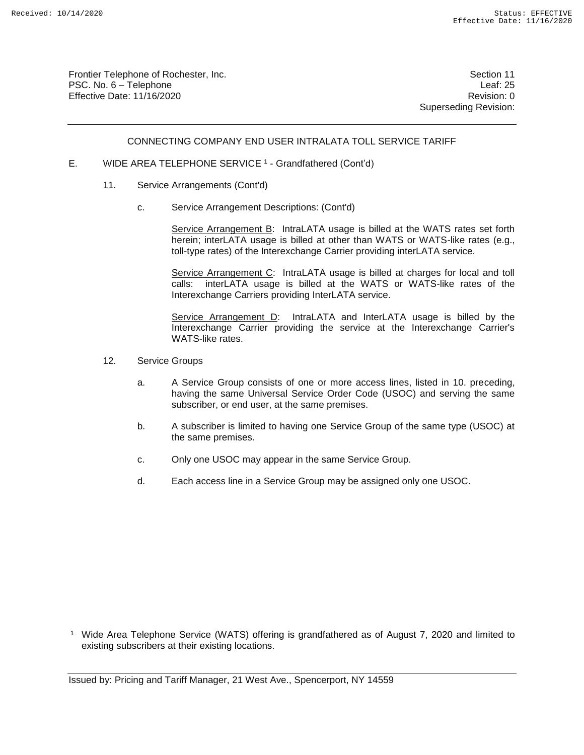CONNECTING COMPANY END USER INTRALATA TOLL SERVICE TARIFF

E. WIDE AREA TELEPHONE SERVICE [1] - Grandfathered (Cont'd)

11. Service Arrangements (Cont'd)

c. Service Arrangement Descriptions: (Cont'd)

Service Arrangement B: IntraLATA usage is billed at the WATS rates set forth herein; interLATA usage is billed at other than WATS or WATS-like rates (e.g., toll-type rates) of the Interexchange Carrier providing interLATA service.

Service Arrangement C: IntraLATA usage is billed at charges for local and toll calls: interLATA usage is billed at the WATS or WATS-like rates of the Interexchange Carriers providing InterLATA service.

Service Arrangement D: IntraLATA and InterLATA usage is billed by the Interexchange Carrier providing the service at the Interexchange Carrier's WATS-like rates.

12. Service Groups

a. A Service Group consists of one or more access lines, listed in 10. preceding, having the same Universal Service Order Code (USOC) and serving the same subscriber, or end user, at the same premises.

b. A subscriber is limited to having one Service Group of the same type (USOC) at the same premises.

c. Only one USOC may appear in the same Service Group.

d. Each access line in a Service Group may be assigned only one USOC.

[1] Wide Area Telephone Service (WATS) offering is grandfathered as of August 7, 2020 and limited to existing subscribers at their existing locations.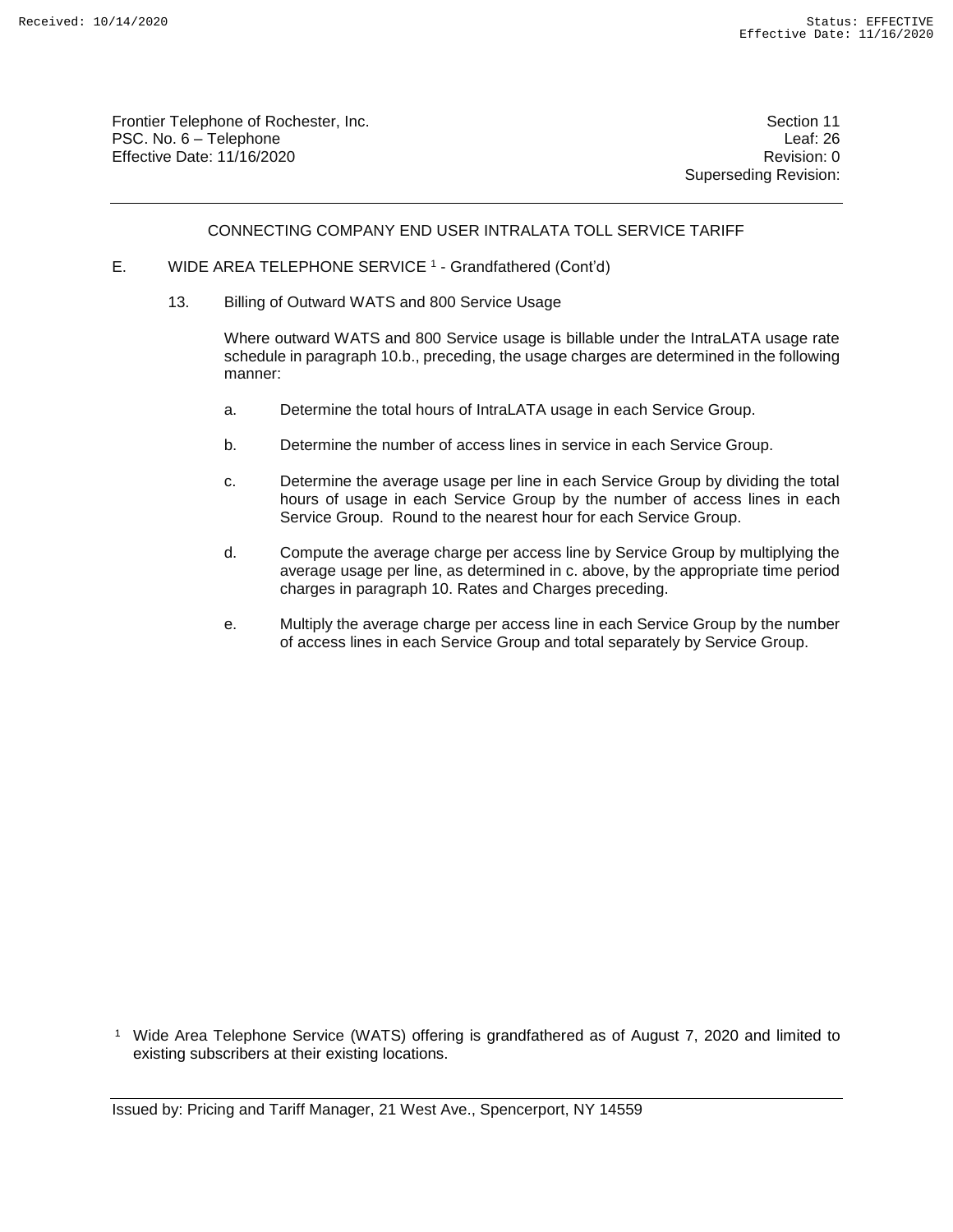CONNECTING COMPANY END USER INTRALATA TOLL SERVICE TARIFF

E. WIDE AREA TELEPHONE SERVICE [1] - Grandfathered (Cont'd)

13. Billing of Outward WATS and 800 Service Usage

Where outward WATS and 800 Service usage is billable under the IntraLATA usage rate schedule in paragraph 10.b., preceding, the usage charges are determined in the following manner:

a. Determine the total hours of IntraLATA usage in each Service Group.

b. Determine the number of access lines in service in each Service Group.

c. Determine the average usage per line in each Service Group by dividing the total hours of usage in each Service Group by the number of access lines in each Service Group. Round to the nearest hour for each Service Group.

d. Compute the average charge per access line by Service Group by multiplying the average usage per line, as determined in c. above, by the appropriate time period charges in paragraph 10. Rates and Charges preceding.

e. Multiply the average charge per access line in each Service Group by the number of access lines in each Service Group and total separately by Service Group.

[1] Wide Area Telephone Service (WATS) offering is grandfathered as of August 7, 2020 and limited to existing subscribers at their existing locations.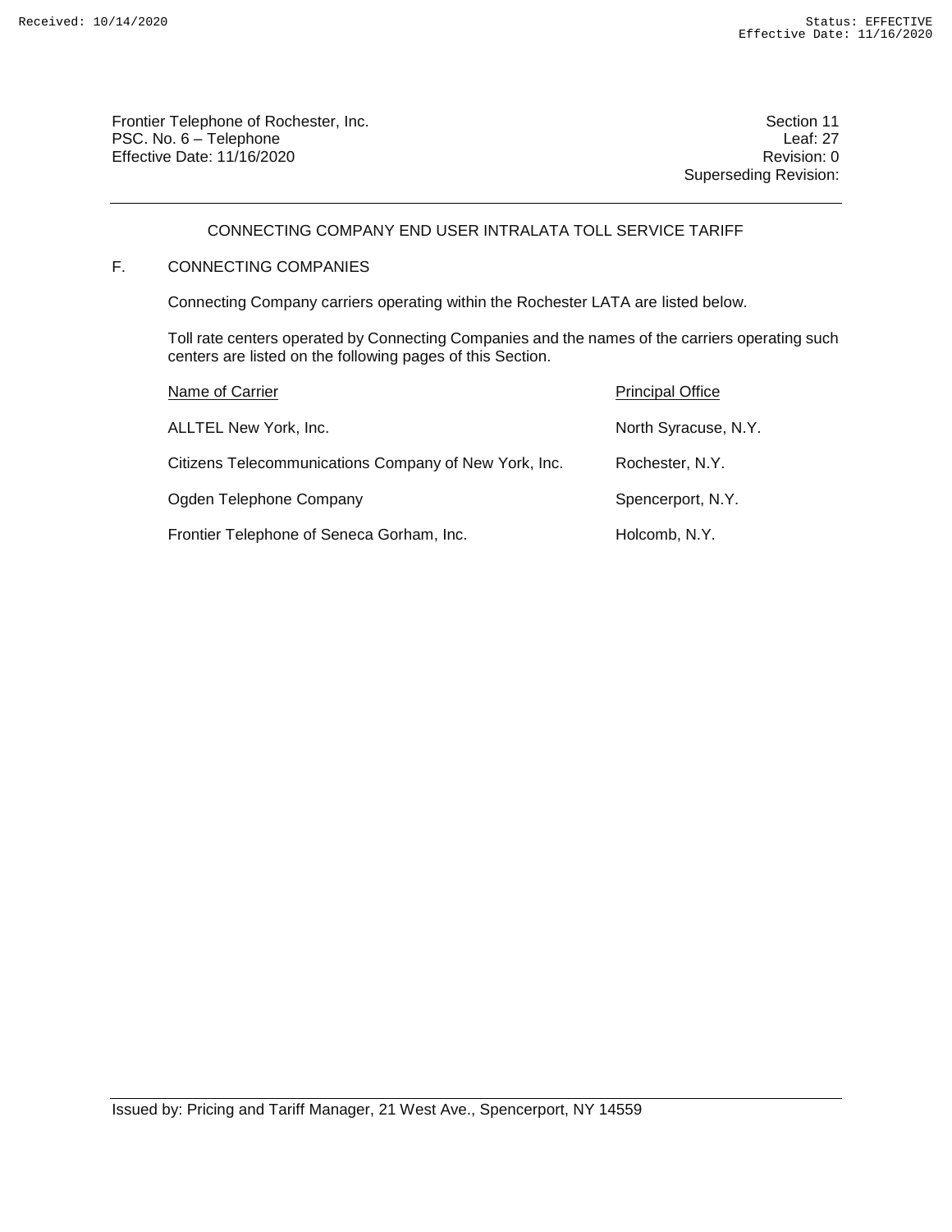Frontier Telephone of Rochester, Inc.
PSC. No. 6 – Telephone
Effective Date: 11/16/2020

Section 11
Leaf: 27
Revision: 0
Superseding Revision:

## CONNECTING COMPANY END USER INTRALATA TOLL SERVICE TARIFF

### F. CONNECTING COMPANIES

Connecting Company carriers operating within the Rochester LATA are listed below.

Toll rate centers operated by Connecting Companies and the names of the carriers operating such centers are listed on the following pages of this Section.

| Name of Carrier | Principal Office |
|---|---|
| ALLTEL New York, Inc. | North Syracuse, N.Y. |
| Citizens Telecommunications Company of New York, Inc. | Rochester, N.Y. |
| Ogden Telephone Company | Spencerport, N.Y. |
| Frontier Telephone of Seneca Gorham, Inc. | Holcomb, N.Y. |

Issued by: Pricing and Tariff Manager, 21 West Ave., Spencerport, NY 14559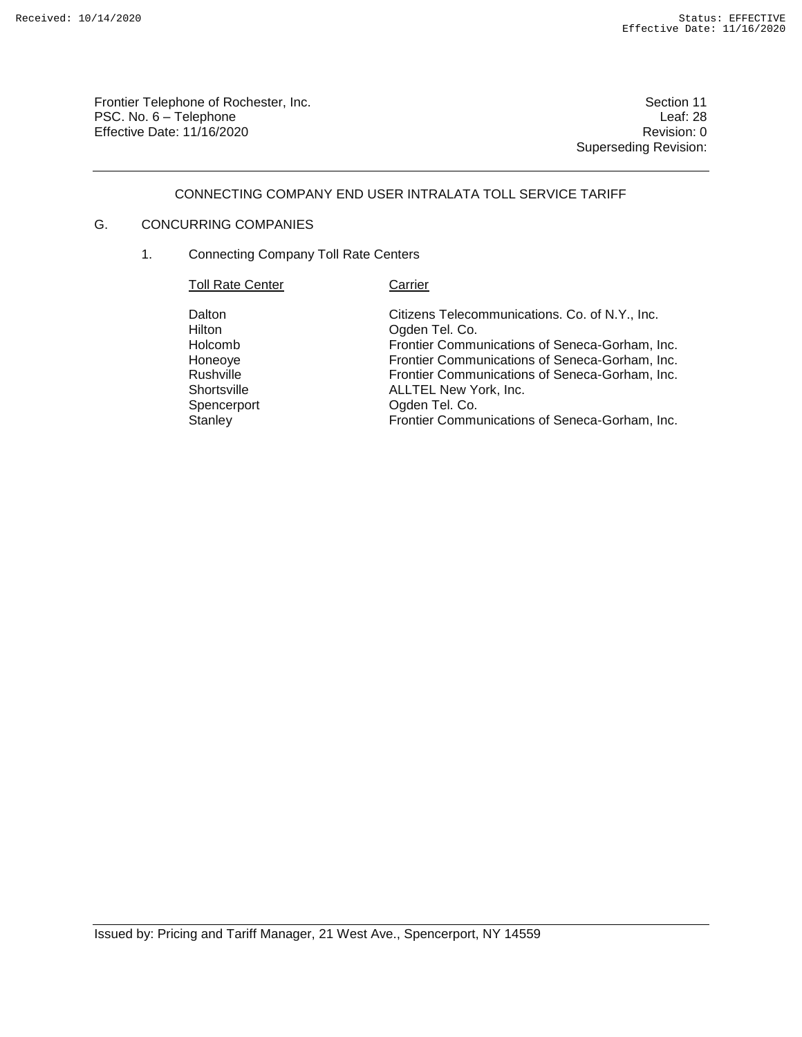Frontier Telephone of Rochester, Inc.
PSC. No. 6 – Telephone
Effective Date: 11/16/2020

Section 11
Leaf: 28
Revision: 0
Superseding Revision:

## CONNECTING COMPANY END USER INTRALATA TOLL SERVICE TARIFF

### G. CONCURRING COMPANIES

1. Connecting Company Toll Rate Centers

| Toll Rate Center | Carrier |
|---|---|
| Dalton | Citizens Telecommunications. Co. of N.Y., Inc. |
| Hilton | Ogden Tel. Co. |
| Holcomb | Frontier Communications of Seneca-Gorham, Inc. |
| Honeoye | Frontier Communications of Seneca-Gorham, Inc. |
| Rushville | Frontier Communications of Seneca-Gorham, Inc. |
| Shortsville | ALLTEL New York, Inc. |
| Spencerport | Ogden Tel. Co. |
| Stanley | Frontier Communications of Seneca-Gorham, Inc. |

Issued by: Pricing and Tariff Manager, 21 West Ave., Spencerport, NY 14559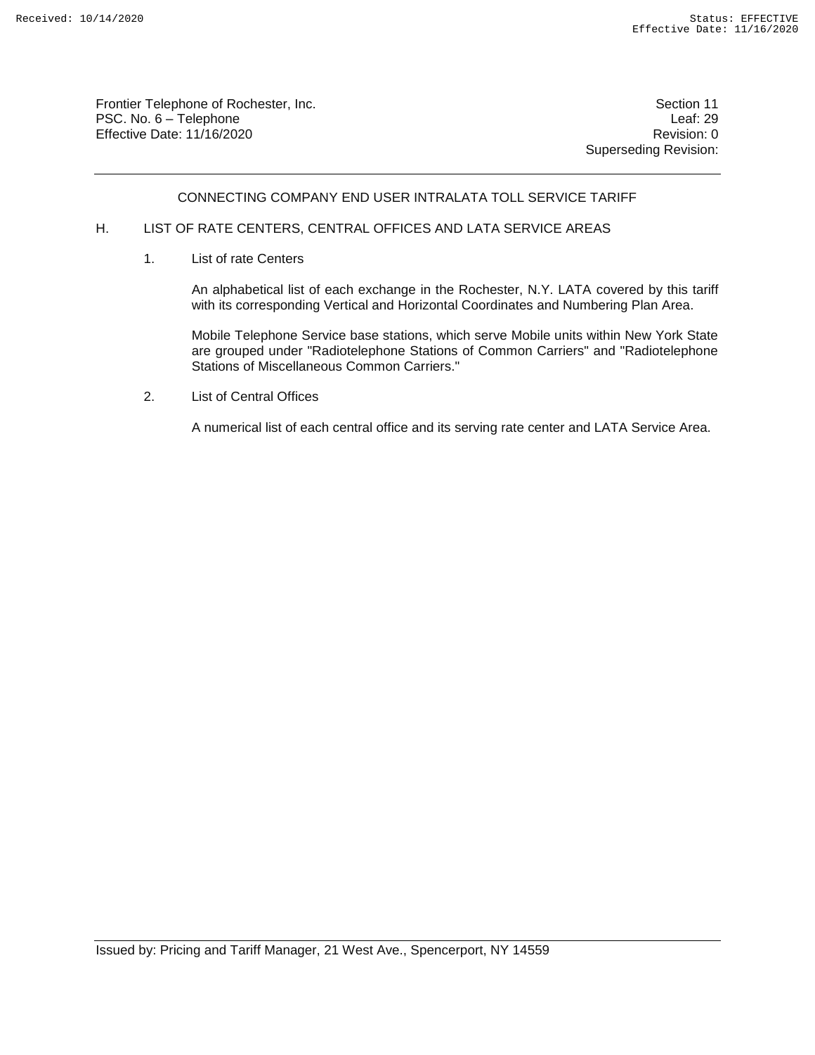## CONNECTING COMPANY END USER INTRALATA TOLL SERVICE TARIFF

### H. LIST OF RATE CENTERS, CENTRAL OFFICES AND LATA SERVICE AREAS

1. List of rate Centers

   An alphabetical list of each exchange in the Rochester, N.Y. LATA covered by this tariff with its corresponding Vertical and Horizontal Coordinates and Numbering Plan Area.

   Mobile Telephone Service base stations, which serve Mobile units within New York State are grouped under "Radiotelephone Stations of Common Carriers" and "Radiotelephone Stations of Miscellaneous Common Carriers."

2. List of Central Offices

   A numerical list of each central office and its serving rate center and LATA Service Area.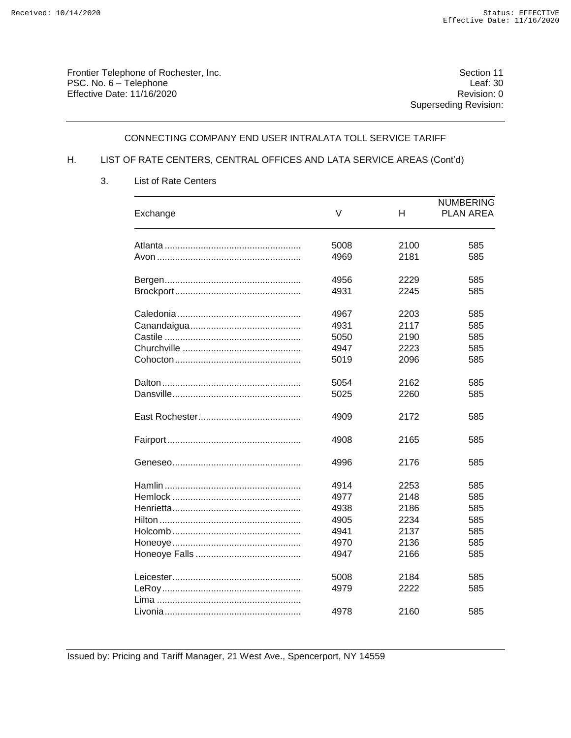Frontier Telephone of Rochester, Inc.
PSC. No. 6 – Telephone
Effective Date: 11/16/2020

Section 11
Leaf: 30
Revision: 0
Superseding Revision:

CONNECTING COMPANY END USER INTRALATA TOLL SERVICE TARIFF

H. LIST OF RATE CENTERS, CENTRAL OFFICES AND LATA SERVICE AREAS (Cont'd)

3. List of Rate Centers

| Exchange | V | H | NUMBERING PLAN AREA |
|---|---|---|---|
| Atlanta | 5008 | 2100 | 585 |
| Avon | 4969 | 2181 | 585 |
| Bergen | 4956 | 2229 | 585 |
| Brockport | 4931 | 2245 | 585 |
| Caledonia | 4967 | 2203 | 585 |
| Canandaigua | 4931 | 2117 | 585 |
| Castile | 5050 | 2190 | 585 |
| Churchville | 4947 | 2223 | 585 |
| Cohocton | 5019 | 2096 | 585 |
| Dalton | 5054 | 2162 | 585 |
| Dansville | 5025 | 2260 | 585 |
| East Rochester | 4909 | 2172 | 585 |
| Fairport | 4908 | 2165 | 585 |
| Geneseo | 4996 | 2176 | 585 |
| Hamlin | 4914 | 2253 | 585 |
| Hemlock | 4977 | 2148 | 585 |
| Henrietta | 4938 | 2186 | 585 |
| Hilton | 4905 | 2234 | 585 |
| Holcomb | 4941 | 2137 | 585 |
| Honeoye | 4970 | 2136 | 585 |
| Honeoye Falls | 4947 | 2166 | 585 |
| Leicester | 5008 | 2184 | 585 |
| LeRoy | 4979 | 2222 | 585 |
| Lima | | | |
| Livonia | 4978 | 2160 | 585 |

Issued by: Pricing and Tariff Manager, 21 West Ave., Spencerport, NY 14559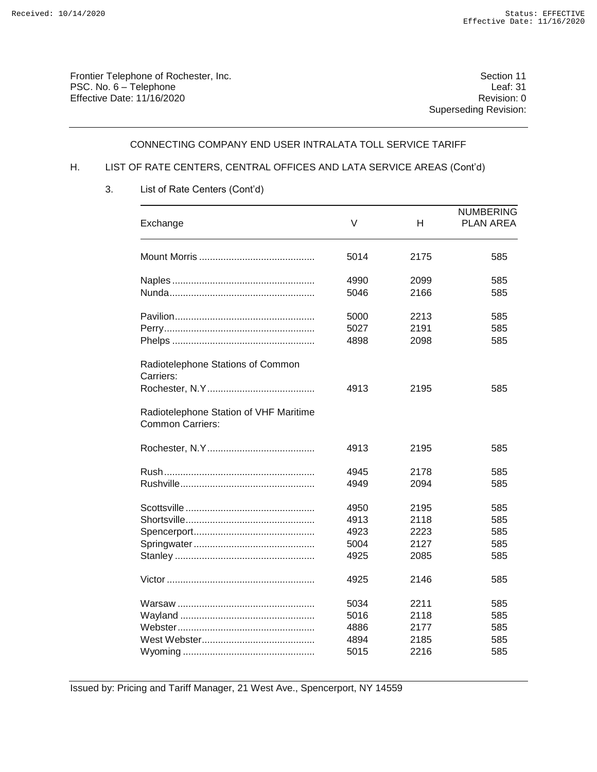Frontier Telephone of Rochester, Inc.
PSC. No. 6 – Telephone
Effective Date: 11/16/2020

Section 11
Leaf: 31
Revision: 0
Superseding Revision:

CONNECTING COMPANY END USER INTRALATA TOLL SERVICE TARIFF

H. LIST OF RATE CENTERS, CENTRAL OFFICES AND LATA SERVICE AREAS (Cont'd)

3. List of Rate Centers (Cont'd)

| Exchange | V | H | NUMBERING PLAN AREA |
|---|---|---|---|
| Mount Morris | 5014 | 2175 | 585 |
| Naples | 4990 | 2099 | 585 |
| Nunda | 5046 | 2166 | 585 |
| Pavilion | 5000 | 2213 | 585 |
| Perry | 5027 | 2191 | 585 |
| Phelps | 4898 | 2098 | 585 |
| Radiotelephone Stations of Common Carriers: | | | |
| Rochester, N.Y | 4913 | 2195 | 585 |
| Radiotelephone Station of VHF Maritime Common Carriers: | | | |
| Rochester, N.Y | 4913 | 2195 | 585 |
| Rush | 4945 | 2178 | 585 |
| Rushville | 4949 | 2094 | 585 |
| Scottsville | 4950 | 2195 | 585 |
| Shortsville | 4913 | 2118 | 585 |
| Spencerport | 4923 | 2223 | 585 |
| Springwater | 5004 | 2127 | 585 |
| Stanley | 4925 | 2085 | 585 |
| Victor | 4925 | 2146 | 585 |
| Warsaw | 5034 | 2211 | 585 |
| Wayland | 5016 | 2118 | 585 |
| Webster | 4886 | 2177 | 585 |
| West Webster | 4894 | 2185 | 585 |
| Wyoming | 5015 | 2216 | 585 |

Issued by: Pricing and Tariff Manager, 21 West Ave., Spencerport, NY 14559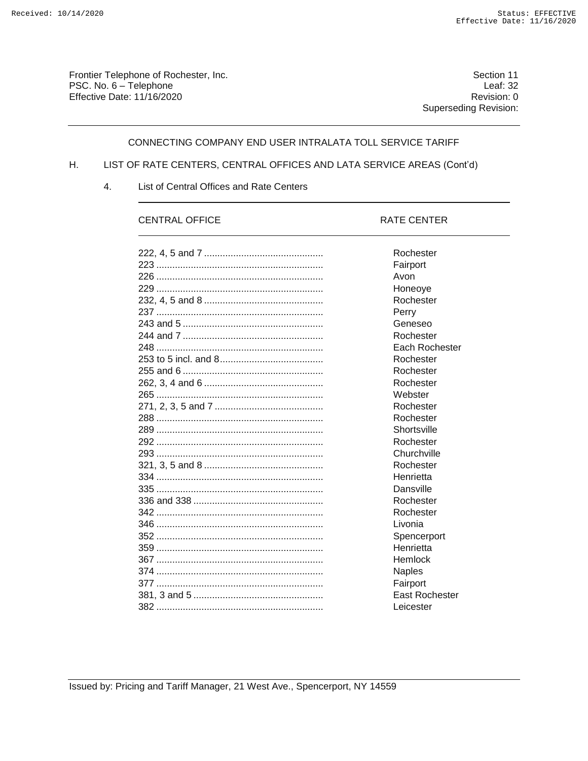Frontier Telephone of Rochester, Inc.
PSC. No. 6 – Telephone
Effective Date: 11/16/2020

Section 11
Leaf: 32
Revision: 0
Superseding Revision:

CONNECTING COMPANY END USER INTRALATA TOLL SERVICE TARIFF

H. LIST OF RATE CENTERS, CENTRAL OFFICES AND LATA SERVICE AREAS (Cont'd)

4. List of Central Offices and Rate Centers

| CENTRAL OFFICE | RATE CENTER |
|---|---|
| 222, 4, 5 and 7 | Rochester |
| 223 | Fairport |
| 226 | Avon |
| 229 | Honeoye |
| 232, 4, 5 and 8 | Rochester |
| 237 | Perry |
| 243 and 5 | Geneseo |
| 244 and 7 | Rochester |
| 248 | Each Rochester |
| 253 to 5 incl. and 8 | Rochester |
| 255 and 6 | Rochester |
| 262, 3, 4 and 6 | Rochester |
| 265 | Webster |
| 271, 2, 3, 5 and 7 | Rochester |
| 288 | Rochester |
| 289 | Shortsville |
| 292 | Rochester |
| 293 | Churchville |
| 321, 3, 5 and 8 | Rochester |
| 334 | Henrietta |
| 335 | Dansville |
| 336 and 338 | Rochester |
| 342 | Rochester |
| 346 | Livonia |
| 352 | Spencerport |
| 359 | Henrietta |
| 367 | Hemlock |
| 374 | Naples |
| 377 | Fairport |
| 381, 3 and 5 | East Rochester |
| 382 | Leicester |

Issued by: Pricing and Tariff Manager, 21 West Ave., Spencerport, NY 14559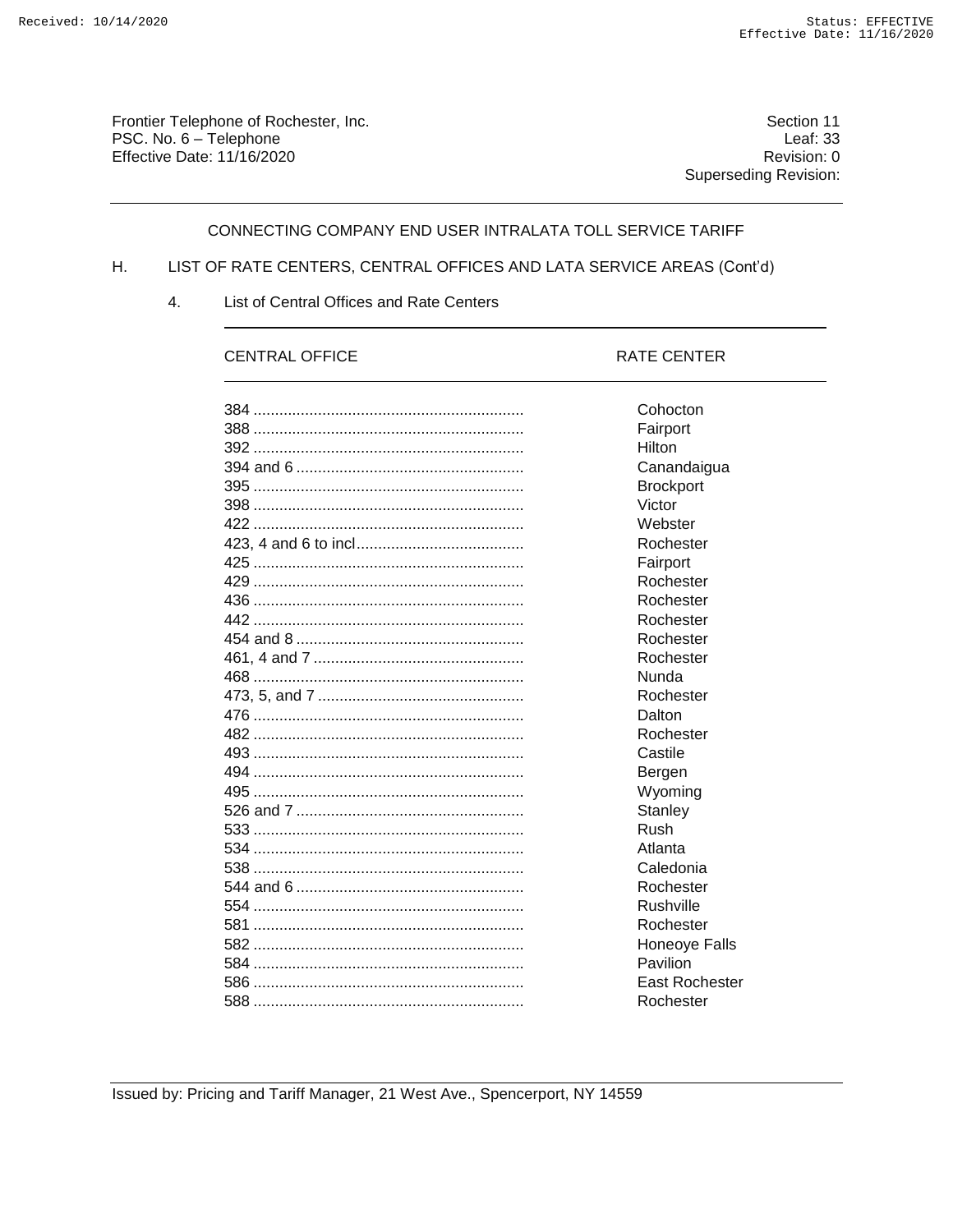Frontier Telephone of Rochester, Inc.
PSC. No. 6 – Telephone
Effective Date: 11/16/2020

Section 11
Leaf: 33
Revision: 0
Superseding Revision:

CONNECTING COMPANY END USER INTRALATA TOLL SERVICE TARIFF

H. LIST OF RATE CENTERS, CENTRAL OFFICES AND LATA SERVICE AREAS (Cont'd)

4. List of Central Offices and Rate Centers

| CENTRAL OFFICE | RATE CENTER |
|---|---|
| 384 | Cohocton |
| 388 | Fairport |
| 392 | Hilton |
| 394 and 6 | Canandaigua |
| 395 | Brockport |
| 398 | Victor |
| 422 | Webster |
| 423, 4 and 6 to incl | Rochester |
| 425 | Fairport |
| 429 | Rochester |
| 436 | Rochester |
| 442 | Rochester |
| 454 and 8 | Rochester |
| 461, 4 and 7 | Rochester |
| 468 | Nunda |
| 473, 5, and 7 | Rochester |
| 476 | Dalton |
| 482 | Rochester |
| 493 | Castile |
| 494 | Bergen |
| 495 | Wyoming |
| 526 and 7 | Stanley |
| 533 | Rush |
| 534 | Atlanta |
| 538 | Caledonia |
| 544 and 6 | Rochester |
| 554 | Rushville |
| 581 | Rochester |
| 582 | Honeoye Falls |
| 584 | Pavilion |
| 586 | East Rochester |
| 588 | Rochester |

Issued by: Pricing and Tariff Manager, 21 West Ave., Spencerport, NY 14559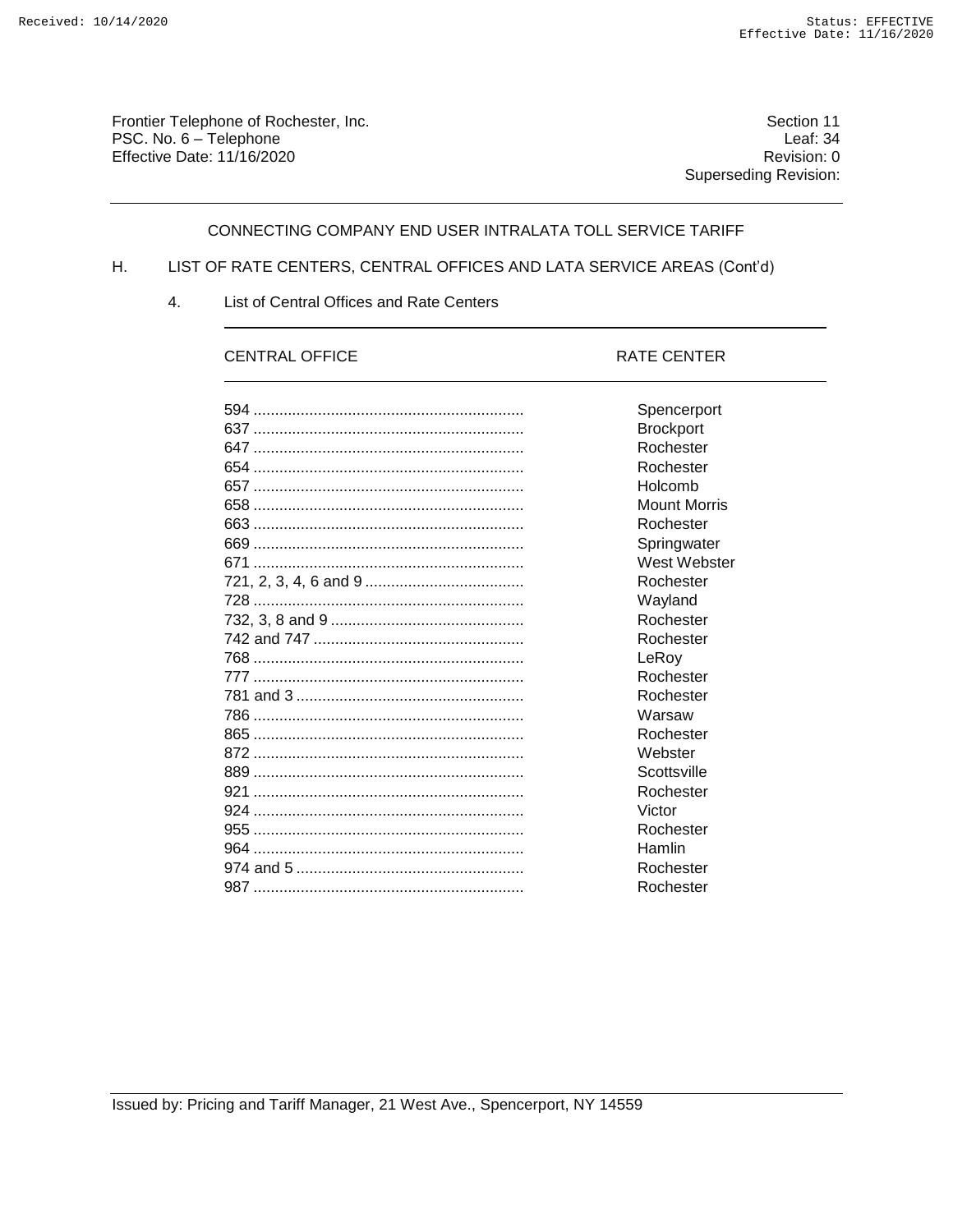Frontier Telephone of Rochester, Inc.
PSC. No. 6 – Telephone
Effective Date: 11/16/2020

Section 11
Leaf: 34
Revision: 0
Superseding Revision:

CONNECTING COMPANY END USER INTRALATA TOLL SERVICE TARIFF

H. LIST OF RATE CENTERS, CENTRAL OFFICES AND LATA SERVICE AREAS (Cont'd)

4. List of Central Offices and Rate Centers

| CENTRAL OFFICE | RATE CENTER |
|---|---|
| 594 | Spencerport |
| 637 | Brockport |
| 647 | Rochester |
| 654 | Rochester |
| 657 | Holcomb |
| 658 | Mount Morris |
| 663 | Rochester |
| 669 | Springwater |
| 671 | West Webster |
| 721, 2, 3, 4, 6 and 9 | Rochester |
| 728 | Wayland |
| 732, 3, 8 and 9 | Rochester |
| 742 and 747 | Rochester |
| 768 | LeRoy |
| 777 | Rochester |
| 781 and 3 | Rochester |
| 786 | Warsaw |
| 865 | Rochester |
| 872 | Webster |
| 889 | Scottsville |
| 921 | Rochester |
| 924 | Victor |
| 955 | Rochester |
| 964 | Hamlin |
| 974 and 5 | Rochester |
| 987 | Rochester |

Issued by: Pricing and Tariff Manager, 21 West Ave., Spencerport, NY 14559